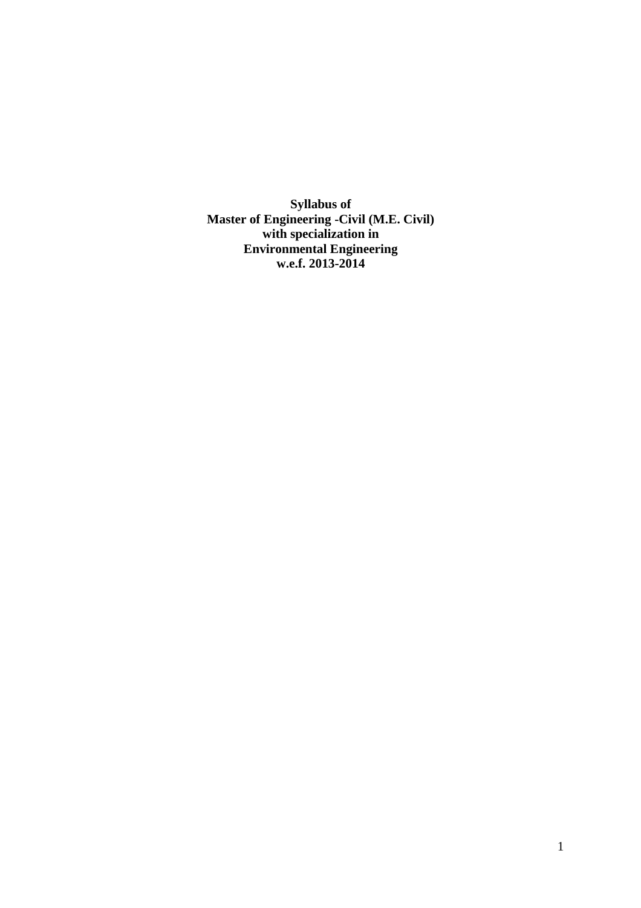**Syllabus of**
**Master of Engineering -Civil (M.E. Civil)**
**with specialization in**
**Environmental Engineering**
**w.e.f. 2013-2014**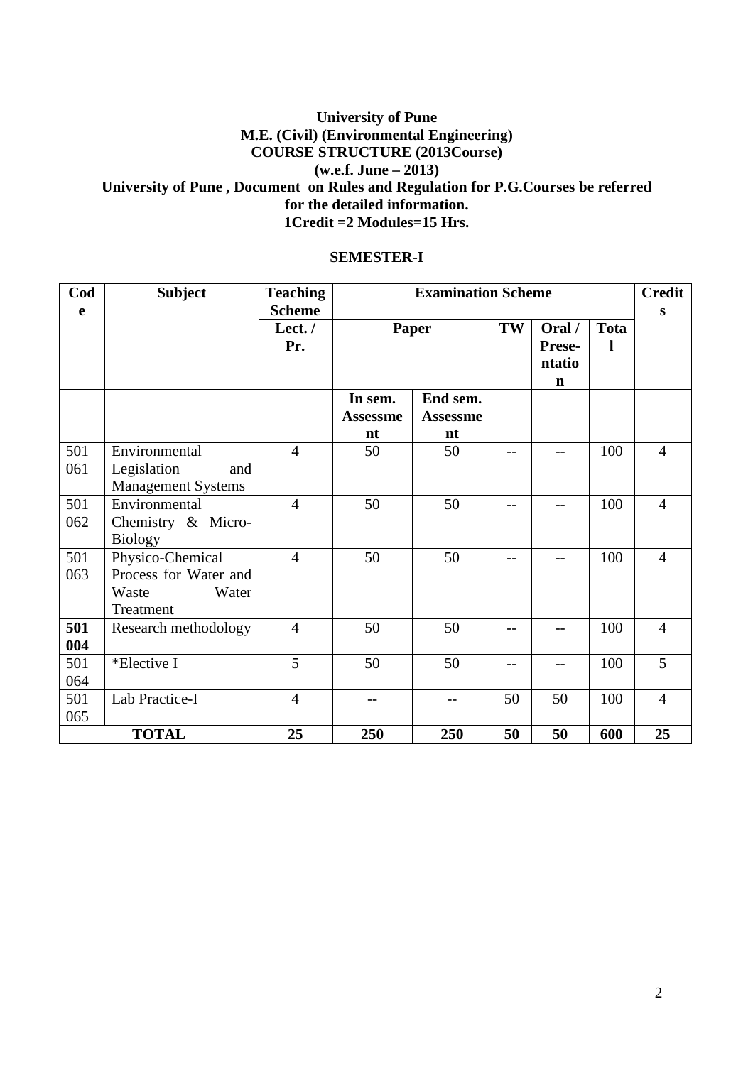**University of Pune**
**M.E. (Civil) (Environmental Engineering)**
**COURSE STRUCTURE (2013Course)**
**(w.e.f. June – 2013)**
**University of Pune , Document on Rules and Regulation for P.G.Courses be referred for the detailed information.**
**1Credit =2 Modules=15 Hrs.**

## SEMESTER-I

| Code | Subject | Teaching Scheme | Examination Scheme | | | | | Credits |
|---|---|---|---|---|---|---|---|---|
| | | Lect. / Pr. | Paper | | TW | Oral / Presentation | Total | |
| | | | In sem. Assessment | End sem. Assessment | | | | |
| 501 061 | Environmental Legislation and Management Systems | 4 | 50 | 50 | -- | -- | 100 | 4 |
| 501 062 | Environmental Chemistry & Micro-Biology | 4 | 50 | 50 | -- | -- | 100 | 4 |
| 501 063 | Physico-Chemical Process for Water and Waste Water Treatment | 4 | 50 | 50 | -- | -- | 100 | 4 |
| **501 004** | Research methodology | 4 | 50 | 50 | -- | -- | 100 | 4 |
| 501 064 | *Elective I | 5 | 50 | 50 | -- | -- | 100 | 5 |
| 501 065 | Lab Practice-I | 4 | -- | -- | 50 | 50 | 100 | 4 |
| **TOTAL** | | **25** | **250** | **250** | **50** | **50** | **600** | **25** |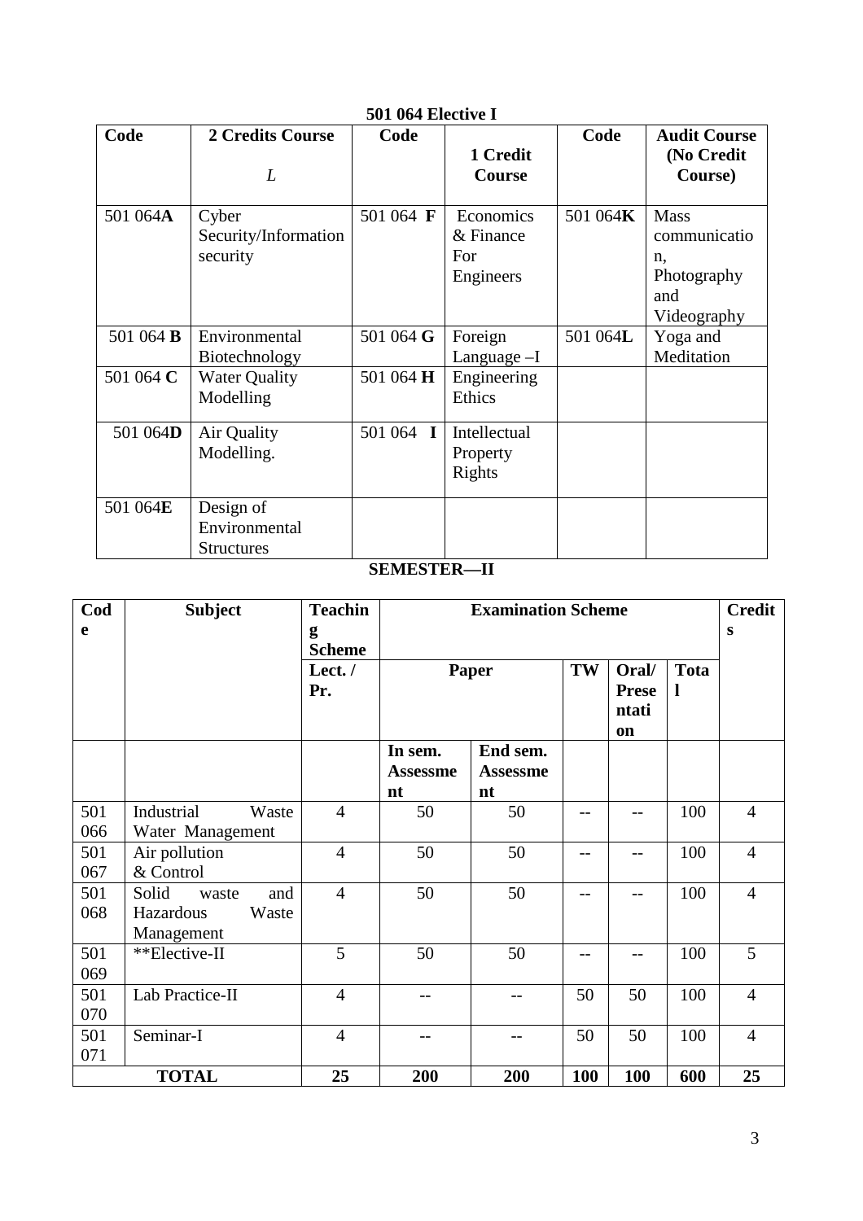**501 064 Elective I**

| Code | 2 Credits Course<br>*L* | Code | 1 Credit Course | Code | Audit Course (No Credit Course) |
|---|---|---|---|---|---|
| 501 064**A** | Cyber Security/Information security | 501 064 **F** | Economics & Finance For Engineers | 501 064**K** | Mass communication, Photography and Videography |
| 501 064 **B** | Environmental Biotechnology | 501 064 **G** | Foreign Language –I | 501 064**L** | Yoga and Meditation |
| 501 064 **C** | Water Quality Modelling | 501 064 **H** | Engineering Ethics | | |
| 501 064**D** | Air Quality Modelling. | 501 064 **I** | Intellectual Property Rights | | |
| 501 064**E** | Design of Environmental Structures | | | | |

**SEMESTER—II**

| Code | Subject | Teaching Scheme | Examination Scheme | | | | | Credits |
|---|---|---|---|---|---|---|---|---|
| | | Lect. / Pr. | Paper | | TW | Oral/ Presentation | Total | |
| | | | In sem. Assessment | End sem. Assessment | | | | |
| 501 066 | Industrial Waste Water Management | 4 | 50 | 50 | -- | -- | 100 | 4 |
| 501 067 | Air pollution & Control | 4 | 50 | 50 | -- | -- | 100 | 4 |
| 501 068 | Solid waste and Hazardous Waste Management | 4 | 50 | 50 | -- | -- | 100 | 4 |
| 501 069 | **Elective-II | 5 | 50 | 50 | -- | -- | 100 | 5 |
| 501 070 | Lab Practice-II | 4 | -- | -- | 50 | 50 | 100 | 4 |
| 501 071 | Seminar-I | 4 | -- | -- | 50 | 50 | 100 | 4 |
| **TOTAL** | | **25** | **200** | **200** | **100** | **100** | **600** | **25** |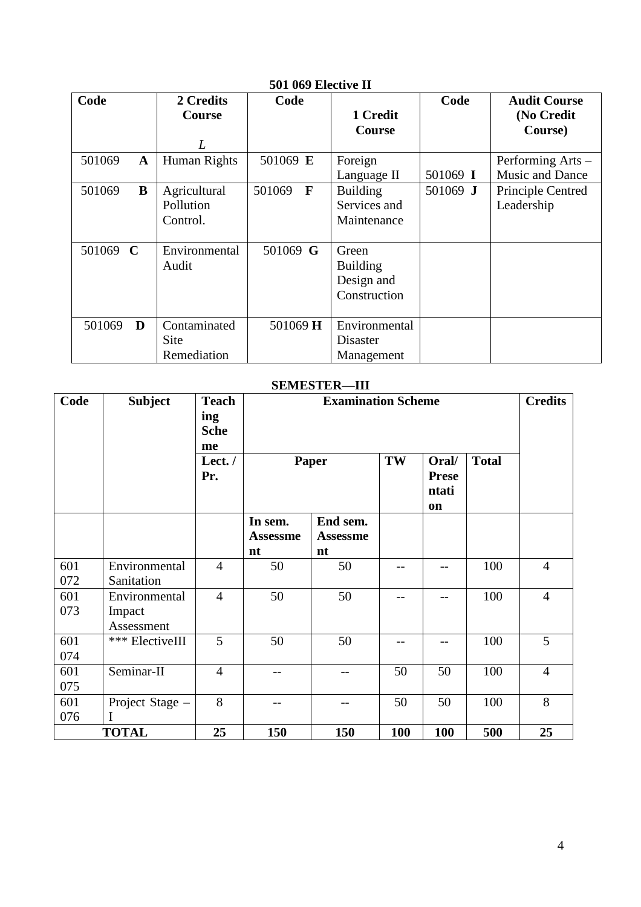**501 069 Elective II**

| Code | 2 Credits Course *L* | Code | 1 Credit Course | Code | Audit Course (No Credit Course) |
|---|---|---|---|---|---|
| 501069 **A** | Human Rights | 501069 **E** | Foreign Language II | 501069 **I** | Performing Arts – Music and Dance |
| 501069 **B** | Agricultural Pollution Control. | 501069 **F** | Building Services and Maintenance | 501069 **J** | Principle Centred Leadership |
| 501069 **C** | Environmental Audit | 501069 **G** | Green Building Design and Construction | | |
| 501069 **D** | Contaminated Site Remediation | 501069 **H** | Environmental Disaster Management | | |

**SEMESTER—III**

| Code | Subject | Teaching Scheme | Examination Scheme | | | | | Credits |
|---|---|---|---|---|---|---|---|---|
| | | Lect. / Pr. | Paper | | TW | Oral/ Presentation | Total | |
| | | | In sem. Assessment | End sem. Assessment | | | | |
| 601 072 | Environmental Sanitation | 4 | 50 | 50 | -- | -- | 100 | 4 |
| 601 073 | Environmental Impact Assessment | 4 | 50 | 50 | -- | -- | 100 | 4 |
| 601 074 | *** ElectiveIII | 5 | 50 | 50 | -- | -- | 100 | 5 |
| 601 075 | Seminar-II | 4 | -- | -- | 50 | 50 | 100 | 4 |
| 601 076 | Project Stage – I | 8 | -- | -- | 50 | 50 | 100 | 8 |
| **TOTAL** | | **25** | **150** | **150** | **100** | **100** | **500** | **25** |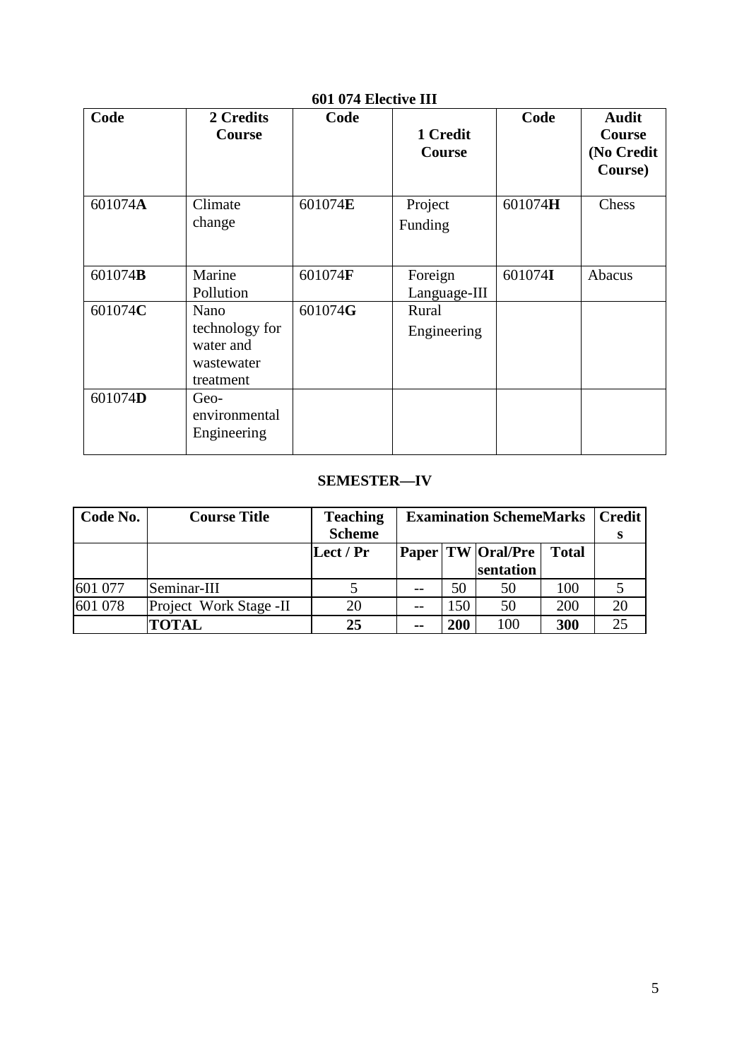**601 074 Elective III**

| Code | 2 Credits Course | Code | 1 Credit Course | Code | Audit Course (No Credit Course) |
|---|---|---|---|---|---|
| 601074**A** | Climate change | 601074**E** | Project Funding | 601074**H** | Chess |
| 601074**B** | Marine Pollution | 601074**F** | Foreign Language-III | 601074**I** | Abacus |
| 601074**C** | Nano technology for water and wastewater treatment | 601074**G** | Rural Engineering | | |
| 601074**D** | Geo-environmental Engineering | | | | |

## SEMESTER—IV

| Code No. | Course Title | Teaching Scheme | Examination SchemeMarks | | | | Credits |
|---|---|---|---|---|---|---|---|
| | | Lect / Pr | Paper | TW | Oral/Presentation | Total | |
| 601 077 | Seminar-III | 5 | -- | 50 | 50 | 100 | 5 |
| 601 078 | Project Work Stage -II | 20 | -- | 150 | 50 | 200 | 20 |
| | **TOTAL** | **25** | **--** | **200** | 100 | **300** | 25 |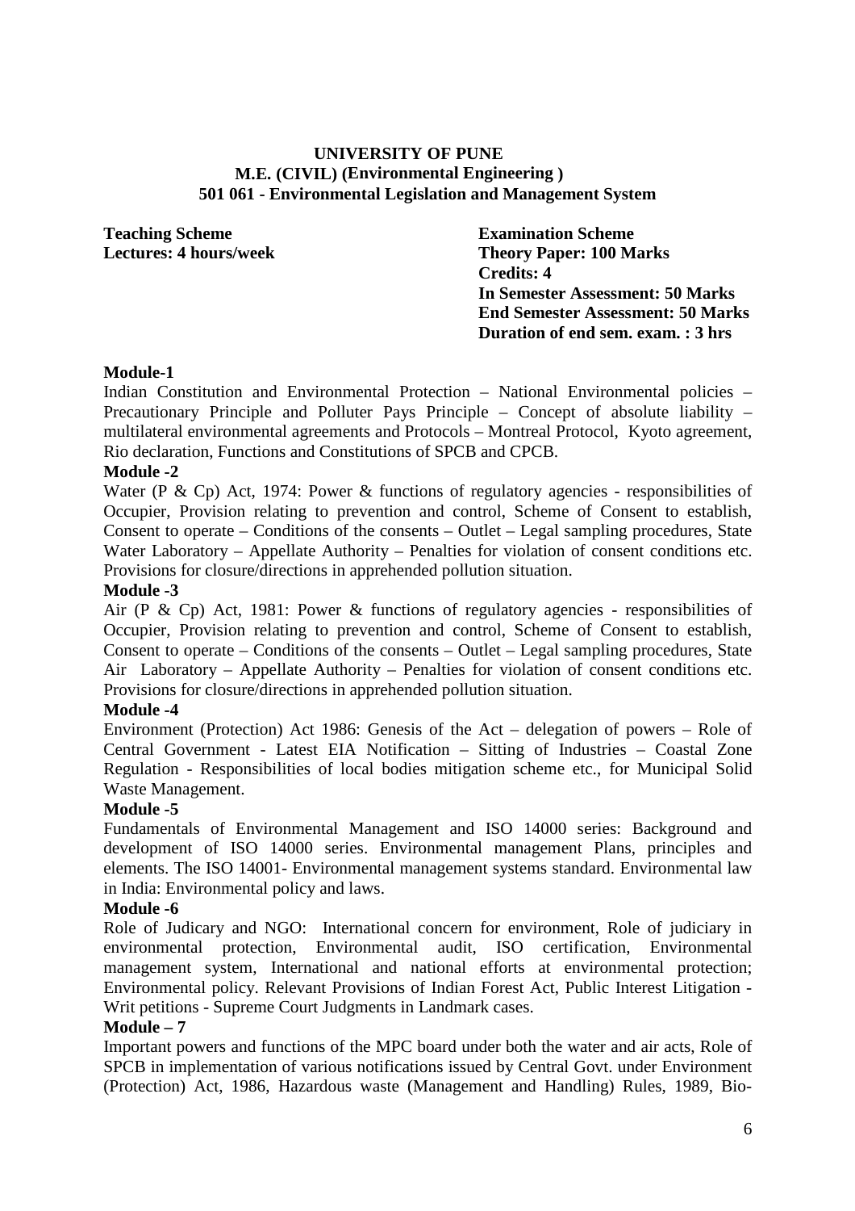**UNIVERSITY OF PUNE**
**M.E. (CIVIL) (Environmental Engineering )**
**501 061 - Environmental Legislation and Management System**

**Teaching Scheme**
**Lectures: 4 hours/week**

**Examination Scheme**
**Theory Paper: 100 Marks**
**Credits: 4**
**In Semester Assessment: 50 Marks**
**End Semester Assessment: 50 Marks**
**Duration of end sem. exam. : 3 hrs**

**Module-1**

Indian Constitution and Environmental Protection – National Environmental policies – Precautionary Principle and Polluter Pays Principle – Concept of absolute liability – multilateral environmental agreements and Protocols – Montreal Protocol, Kyoto agreement, Rio declaration, Functions and Constitutions of SPCB and CPCB.

**Module -2**

Water (P & Cp) Act, 1974: Power & functions of regulatory agencies - responsibilities of Occupier, Provision relating to prevention and control, Scheme of Consent to establish, Consent to operate – Conditions of the consents – Outlet – Legal sampling procedures, State Water Laboratory – Appellate Authority – Penalties for violation of consent conditions etc. Provisions for closure/directions in apprehended pollution situation.

**Module -3**

Air (P & Cp) Act, 1981: Power & functions of regulatory agencies - responsibilities of Occupier, Provision relating to prevention and control, Scheme of Consent to establish, Consent to operate – Conditions of the consents – Outlet – Legal sampling procedures, State Air Laboratory – Appellate Authority – Penalties for violation of consent conditions etc. Provisions for closure/directions in apprehended pollution situation.

**Module -4**

Environment (Protection) Act 1986: Genesis of the Act – delegation of powers – Role of Central Government - Latest EIA Notification – Sitting of Industries – Coastal Zone Regulation - Responsibilities of local bodies mitigation scheme etc., for Municipal Solid Waste Management.

**Module -5**

Fundamentals of Environmental Management and ISO 14000 series: Background and development of ISO 14000 series. Environmental management Plans, principles and elements. The ISO 14001- Environmental management systems standard. Environmental law in India: Environmental policy and laws.

**Module -6**

Role of Judicary and NGO: International concern for environment, Role of judiciary in environmental protection, Environmental audit, ISO certification, Environmental management system, International and national efforts at environmental protection; Environmental policy. Relevant Provisions of Indian Forest Act, Public Interest Litigation - Writ petitions - Supreme Court Judgments in Landmark cases.

**Module – 7**

Important powers and functions of the MPC board under both the water and air acts, Role of SPCB in implementation of various notifications issued by Central Govt. under Environment (Protection) Act, 1986, Hazardous waste (Management and Handling) Rules, 1989, Bio-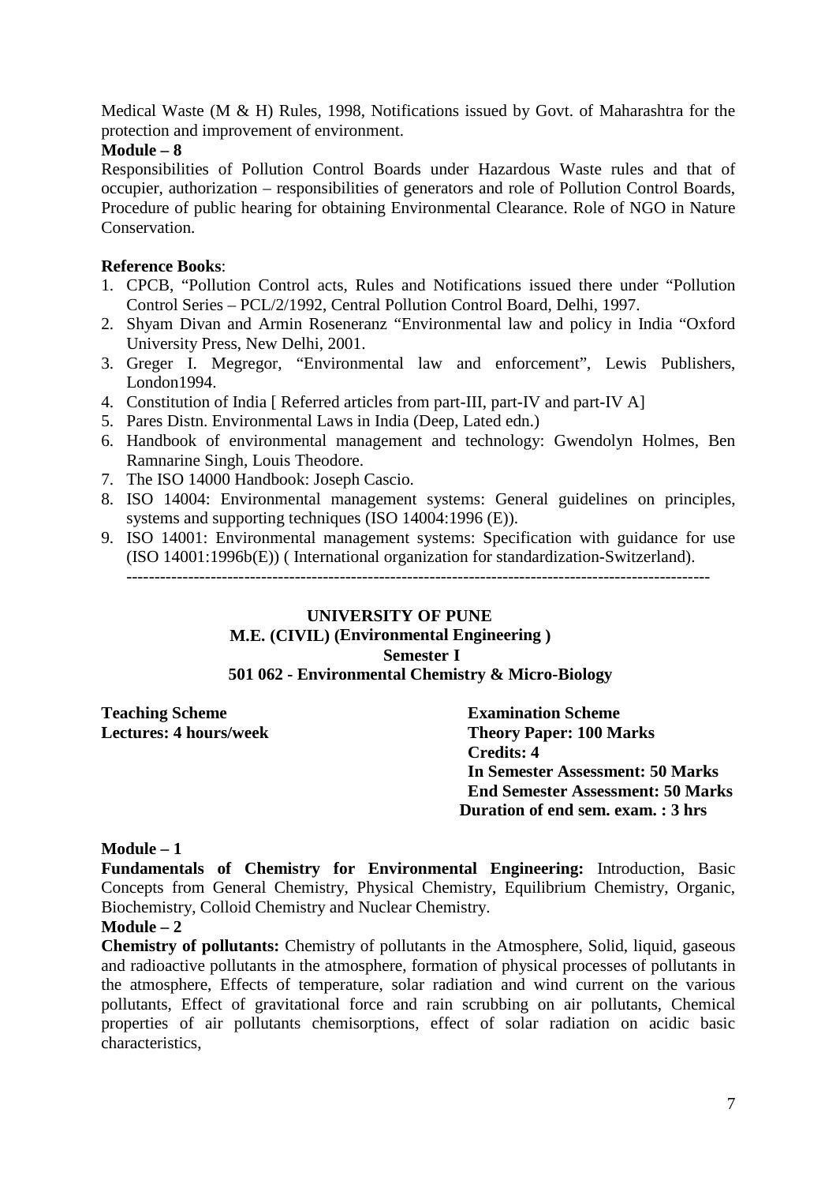Medical Waste (M & H) Rules, 1998, Notifications issued by Govt. of Maharashtra for the protection and improvement of environment.

**Module – 8**

Responsibilities of Pollution Control Boards under Hazardous Waste rules and that of occupier, authorization – responsibilities of generators and role of Pollution Control Boards, Procedure of public hearing for obtaining Environmental Clearance. Role of NGO in Nature Conservation.

**Reference Books**:

1. CPCB, "Pollution Control acts, Rules and Notifications issued there under "Pollution Control Series – PCL/2/1992, Central Pollution Control Board, Delhi, 1997.
2. Shyam Divan and Armin Roseneranz "Environmental law and policy in India "Oxford University Press, New Delhi, 2001.
3. Greger I. Megregor, "Environmental law and enforcement", Lewis Publishers, London1994.
4. Constitution of India [ Referred articles from part-III, part-IV and part-IV A]
5. Pares Distn. Environmental Laws in India (Deep, Lated edn.)
6. Handbook of environmental management and technology: Gwendolyn Holmes, Ben Ramnarine Singh, Louis Theodore.
7. The ISO 14000 Handbook: Joseph Cascio.
8. ISO 14004: Environmental management systems: General guidelines on principles, systems and supporting techniques (ISO 14004:1996 (E)).
9. ISO 14001: Environmental management systems: Specification with guidance for use (ISO 14001:1996b(E)) ( International organization for standardization-Switzerland).

---

**UNIVERSITY OF PUNE**

**M.E. (CIVIL) (Environmental Engineering )**

**Semester I**

**501 062 - Environmental Chemistry & Micro-Biology**

**Teaching Scheme**
**Lectures: 4 hours/week**

**Examination Scheme**
**Theory Paper: 100 Marks**
**Credits: 4**
**In Semester Assessment: 50 Marks**
**End Semester Assessment: 50 Marks**
**Duration of end sem. exam. : 3 hrs**

**Module – 1**

**Fundamentals of Chemistry for Environmental Engineering:** Introduction, Basic Concepts from General Chemistry, Physical Chemistry, Equilibrium Chemistry, Organic, Biochemistry, Colloid Chemistry and Nuclear Chemistry.

**Module – 2**

**Chemistry of pollutants:** Chemistry of pollutants in the Atmosphere, Solid, liquid, gaseous and radioactive pollutants in the atmosphere, formation of physical processes of pollutants in the atmosphere, Effects of temperature, solar radiation and wind current on the various pollutants, Effect of gravitational force and rain scrubbing on air pollutants, Chemical properties of air pollutants chemisorptions, effect of solar radiation on acidic basic characteristics,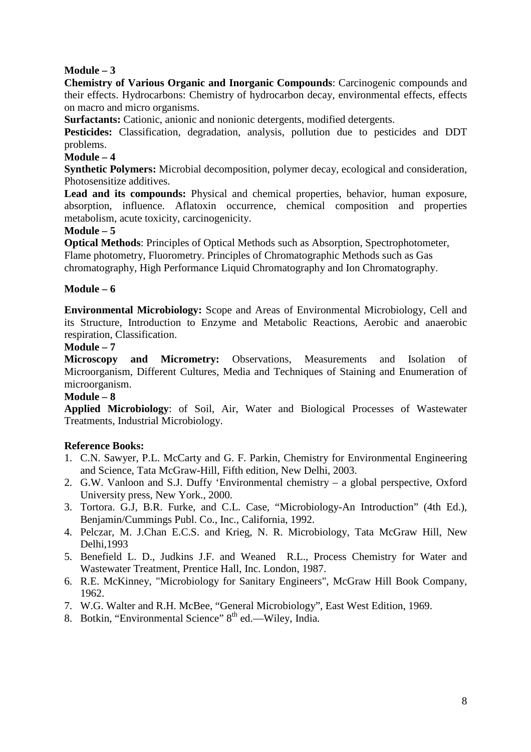**Module – 3**

**Chemistry of Various Organic and Inorganic Compounds**: Carcinogenic compounds and their effects. Hydrocarbons: Chemistry of hydrocarbon decay, environmental effects, effects on macro and micro organisms.

**Surfactants:** Cationic, anionic and nonionic detergents, modified detergents.

**Pesticides:** Classification, degradation, analysis, pollution due to pesticides and DDT problems.

**Module – 4**

**Synthetic Polymers:** Microbial decomposition, polymer decay, ecological and consideration, Photosensitize additives.

**Lead and its compounds:** Physical and chemical properties, behavior, human exposure, absorption, influence. Aflatoxin occurrence, chemical composition and properties metabolism, acute toxicity, carcinogenicity.

**Module – 5**

**Optical Methods**: Principles of Optical Methods such as Absorption, Spectrophotometer, Flame photometry, Fluorometry. Principles of Chromatographic Methods such as Gas chromatography, High Performance Liquid Chromatography and Ion Chromatography.

**Module – 6**

**Environmental Microbiology:** Scope and Areas of Environmental Microbiology, Cell and its Structure, Introduction to Enzyme and Metabolic Reactions, Aerobic and anaerobic respiration, Classification.

**Module – 7**

**Microscopy and Micrometry:** Observations, Measurements and Isolation of Microorganism, Different Cultures, Media and Techniques of Staining and Enumeration of microorganism.

**Module – 8**

**Applied Microbiology**: of Soil, Air, Water and Biological Processes of Wastewater Treatments, Industrial Microbiology.

**Reference Books:**

1. C.N. Sawyer, P.L. McCarty and G. F. Parkin, Chemistry for Environmental Engineering and Science, Tata McGraw-Hill, Fifth edition, New Delhi, 2003.
2. G.W. Vanloon and S.J. Duffy 'Environmental chemistry – a global perspective, Oxford University press, New York., 2000.
3. Tortora. G.J, B.R. Furke, and C.L. Case, "Microbiology-An Introduction" (4th Ed.), Benjamin/Cummings Publ. Co., Inc., California, 1992.
4. Pelczar, M. J.Chan E.C.S. and Krieg, N. R. Microbiology, Tata McGraw Hill, New Delhi,1993
5. Benefield L. D., Judkins J.F. and Weaned R.L., Process Chemistry for Water and Wastewater Treatment, Prentice Hall, Inc. London, 1987.
6. R.E. McKinney, "Microbiology for Sanitary Engineers", McGraw Hill Book Company, 1962.
7. W.G. Walter and R.H. McBee, "General Microbiology", East West Edition, 1969.
8. Botkin, "Environmental Science" 8th ed.—Wiley, India.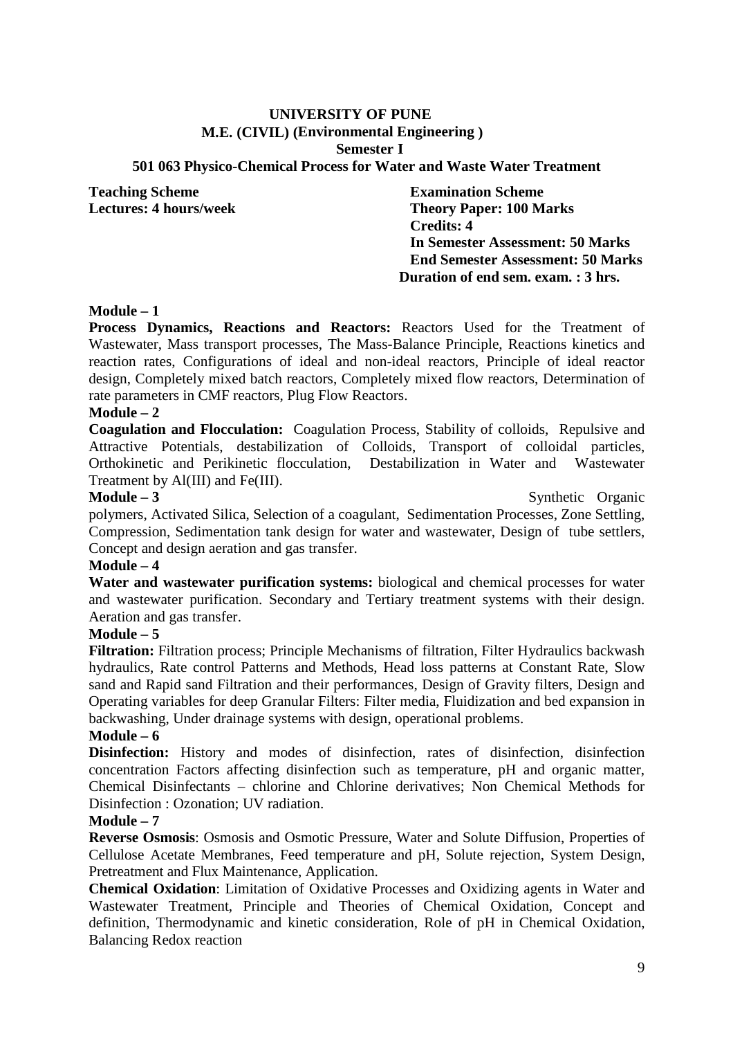**UNIVERSITY OF PUNE**
**M.E. (CIVIL) (Environmental Engineering )**
**Semester I**
**501 063 Physico-Chemical Process for Water and Waste Water Treatment**

| Teaching Scheme | Examination Scheme |
|---|---|
| Lectures: 4 hours/week | Theory Paper: 100 Marks |
| | Credits: 4 |
| | In Semester Assessment: 50 Marks |
| | End Semester Assessment: 50 Marks |
| | Duration of end sem. exam. : 3 hrs. |

**Module – 1**

**Process Dynamics, Reactions and Reactors:** Reactors Used for the Treatment of Wastewater, Mass transport processes, The Mass-Balance Principle, Reactions kinetics and reaction rates, Configurations of ideal and non-ideal reactors, Principle of ideal reactor design, Completely mixed batch reactors, Completely mixed flow reactors, Determination of rate parameters in CMF reactors, Plug Flow Reactors.

**Module – 2**

**Coagulation and Flocculation:** Coagulation Process, Stability of colloids, Repulsive and Attractive Potentials, destabilization of Colloids, Transport of colloidal particles, Orthokinetic and Perikinetic flocculation, Destabilization in Water and Wastewater Treatment by Al(III) and Fe(III).

**Module – 3**

Synthetic Organic polymers, Activated Silica, Selection of a coagulant, Sedimentation Processes, Zone Settling, Compression, Sedimentation tank design for water and wastewater, Design of tube settlers, Concept and design aeration and gas transfer.

**Module – 4**

**Water and wastewater purification systems:** biological and chemical processes for water and wastewater purification. Secondary and Tertiary treatment systems with their design. Aeration and gas transfer.

**Module – 5**

**Filtration:** Filtration process; Principle Mechanisms of filtration, Filter Hydraulics backwash hydraulics, Rate control Patterns and Methods, Head loss patterns at Constant Rate, Slow sand and Rapid sand Filtration and their performances, Design of Gravity filters, Design and Operating variables for deep Granular Filters: Filter media, Fluidization and bed expansion in backwashing, Under drainage systems with design, operational problems.

**Module – 6**

**Disinfection:** History and modes of disinfection, rates of disinfection, disinfection concentration Factors affecting disinfection such as temperature, pH and organic matter, Chemical Disinfectants – chlorine and Chlorine derivatives; Non Chemical Methods for Disinfection : Ozonation; UV radiation.

**Module – 7**

**Reverse Osmosis**: Osmosis and Osmotic Pressure, Water and Solute Diffusion, Properties of Cellulose Acetate Membranes, Feed temperature and pH, Solute rejection, System Design, Pretreatment and Flux Maintenance, Application.

**Chemical Oxidation**: Limitation of Oxidative Processes and Oxidizing agents in Water and Wastewater Treatment, Principle and Theories of Chemical Oxidation, Concept and definition, Thermodynamic and kinetic consideration, Role of pH in Chemical Oxidation, Balancing Redox reaction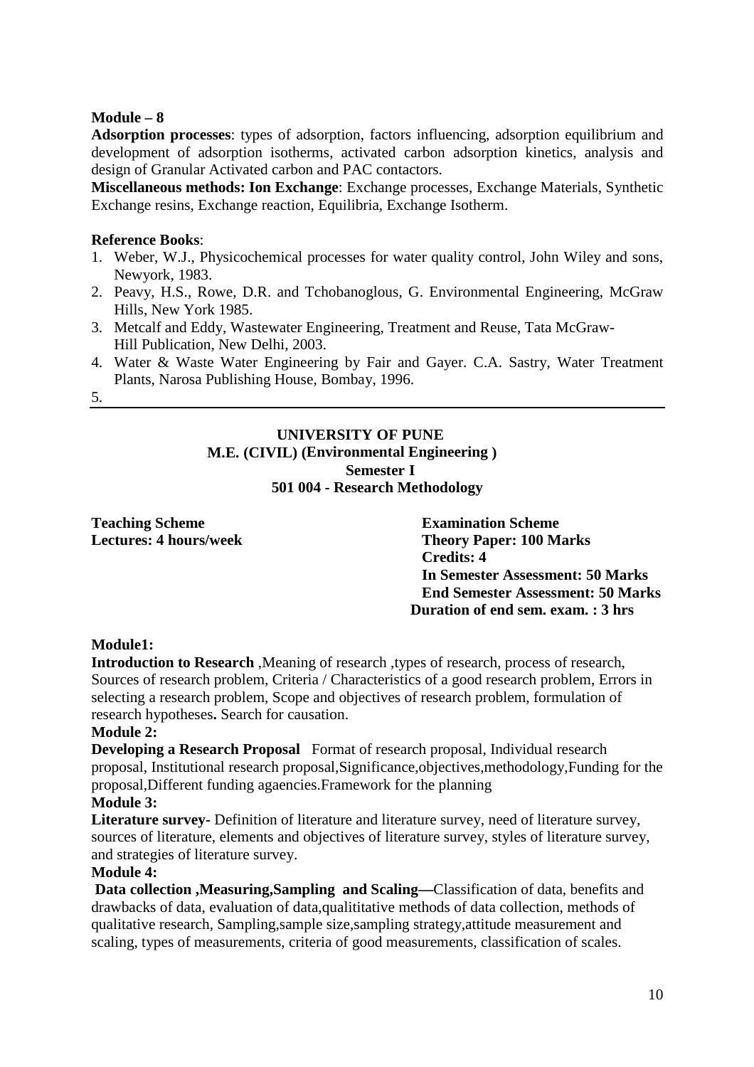**Module – 8**

**Adsorption processes**: types of adsorption, factors influencing, adsorption equilibrium and development of adsorption isotherms, activated carbon adsorption kinetics, analysis and design of Granular Activated carbon and PAC contactors.

**Miscellaneous methods: Ion Exchange**: Exchange processes, Exchange Materials, Synthetic Exchange resins, Exchange reaction, Equilibria, Exchange Isotherm.

**Reference Books**:

1. Weber, W.J., Physicochemical processes for water quality control, John Wiley and sons, Newyork, 1983.
2. Peavy, H.S., Rowe, D.R. and Tchobanoglous, G. Environmental Engineering, McGraw Hills, New York 1985.
3. Metcalf and Eddy, Wastewater Engineering, Treatment and Reuse, Tata McGraw-Hill Publication, New Delhi, 2003.
4. Water & Waste Water Engineering by Fair and Gayer. C.A. Sastry, Water Treatment Plants, Narosa Publishing House, Bombay, 1996.
5.

---

**UNIVERSITY OF PUNE**
**M.E. (CIVIL) (Environmental Engineering )**
**Semester I**
**501 004 - Research Methodology**

| Teaching Scheme | Examination Scheme |
|---|---|
| Lectures: 4 hours/week | Theory Paper: 100 Marks |
| | Credits: 4 |
| | In Semester Assessment: 50 Marks |
| | End Semester Assessment: 50 Marks |
| | Duration of end sem. exam. : 3 hrs |

**Module1:**

**Introduction to Research** ,Meaning of research ,types of research, process of research, Sources of research problem, Criteria / Characteristics of a good research problem, Errors in selecting a research problem, Scope and objectives of research problem, formulation of research hypotheses**.** Search for causation.

**Module 2:**

**Developing a Research Proposal** Format of research proposal, Individual research proposal, Institutional research proposal,Significance,objectives,methodology,Funding for the proposal,Different funding agaencies.Framework for the planning

**Module 3:**

**Literature survey**- Definition of literature and literature survey, need of literature survey, sources of literature, elements and objectives of literature survey, styles of literature survey, and strategies of literature survey.

**Module 4:**

**Data collection ,Measuring,Sampling and Scaling—**Classification of data, benefits and drawbacks of data, evaluation of data,qualititative methods of data collection, methods of qualitative research, Sampling,sample size,sampling strategy,attitude measurement and scaling, types of measurements, criteria of good measurements, classification of scales.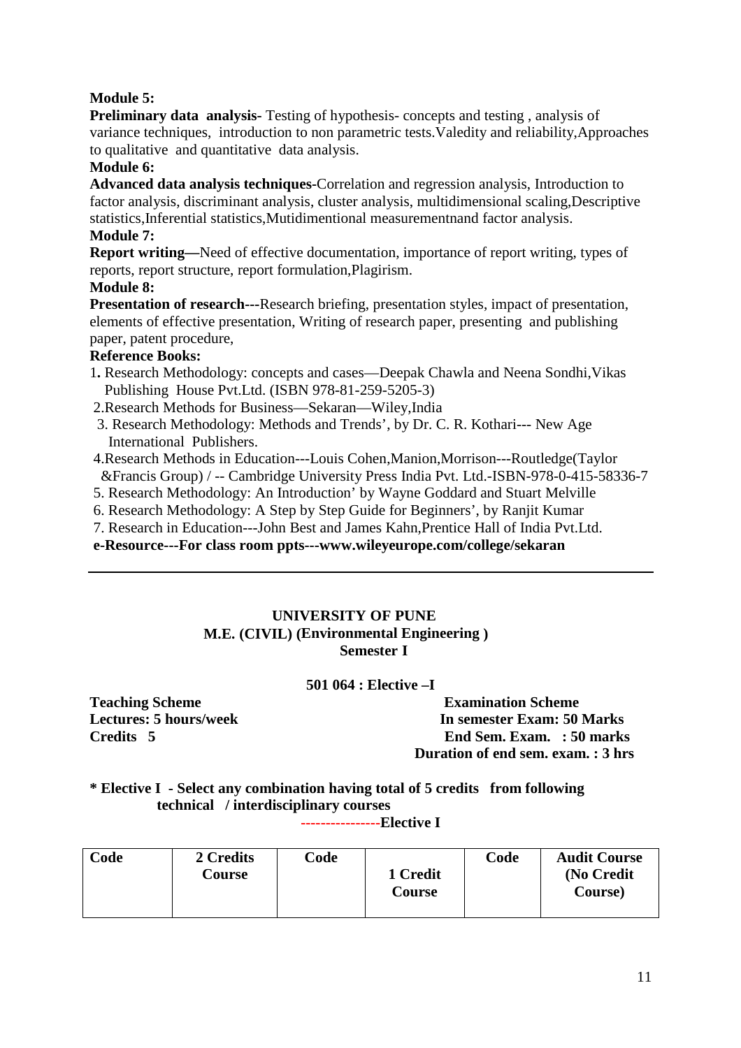**Module 5:**

**Preliminary data analysis-** Testing of hypothesis- concepts and testing , analysis of variance techniques, introduction to non parametric tests.Valedity and reliability,Approaches to qualitative and quantitative data analysis.

**Module 6:**

**Advanced data analysis techniques-**Correlation and regression analysis, Introduction to factor analysis, discriminant analysis, cluster analysis, multidimensional scaling,Descriptive statistics,Inferential statistics,Mutidimentional measurementnand factor analysis.

**Module 7:**

**Report writing—**Need of effective documentation, importance of report writing, types of reports, report structure, report formulation,Plagirism.

**Module 8:**

**Presentation of research---**Research briefing, presentation styles, impact of presentation, elements of effective presentation, Writing of research paper, presenting and publishing paper, patent procedure,

**Reference Books:**

1. Research Methodology: concepts and cases—Deepak Chawla and Neena Sondhi,Vikas Publishing House Pvt.Ltd. (ISBN 978-81-259-5205-3)
2. Research Methods for Business—Sekaran—Wiley,India
3. Research Methodology: Methods and Trends', by Dr. C. R. Kothari--- New Age International Publishers.
4. Research Methods in Education---Louis Cohen,Manion,Morrison---Routledge(Taylor &Francis Group) / -- Cambridge University Press India Pvt. Ltd.-ISBN-978-0-415-58336-7
5. Research Methodology: An Introduction' by Wayne Goddard and Stuart Melville
6. Research Methodology: A Step by Step Guide for Beginners', by Ranjit Kumar
7. Research in Education---John Best and James Kahn,Prentice Hall of India Pvt.Ltd.

**e-Resource---For class room ppts---www.wileyeurope.com/college/sekaran**

---

**UNIVERSITY OF PUNE**
**M.E. (CIVIL) (Environmental Engineering )**
**Semester I**

**501 064 : Elective –I**

| **Teaching Scheme** | **Examination Scheme** |
|---|---|
| **Lectures: 5 hours/week** | **In semester Exam: 50 Marks** |
| **Credits 5** | **End Sem. Exam. : 50 marks** |
| | **Duration of end sem. exam. : 3 hrs** |

**\* Elective I - Select any combination having total of 5 credits from following technical / interdisciplinary courses**

**----------------Elective I**

| Code | 2 Credits Course | Code | 1 Credit Course | Code | Audit Course (No Credit Course) |
|---|---|---|---|---|---|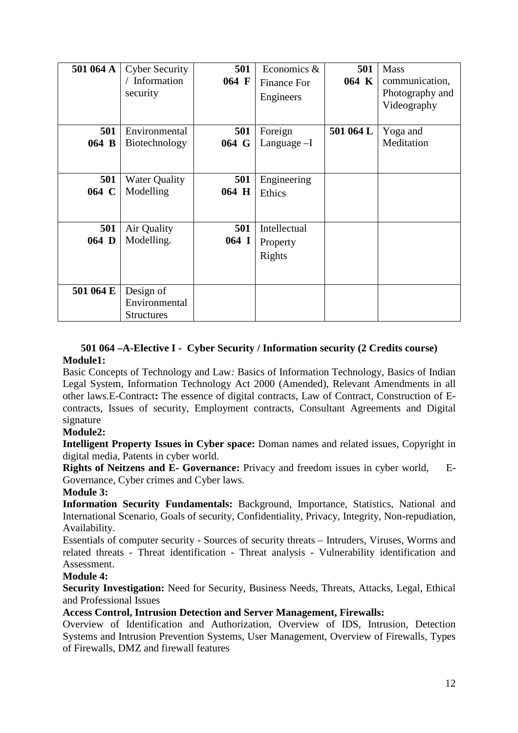| 501 064 A | Cyber Security / Information security | 501 064 F | Economics & Finance For Engineers | 501 064 K | Mass communication, Photography and Videography |
|---|---|---|---|---|---|
| 501 064 B | Environmental Biotechnology | 501 064 G | Foreign Language –I | 501 064 L | Yoga and Meditation |
| 501 064 C | Water Quality Modelling | 501 064 H | Engineering Ethics | | |
| 501 064 D | Air Quality Modelling. | 501 064 I | Intellectual Property Rights | | |
| 501 064 E | Design of Environmental Structures | | | | |

### 501 064 –A-Elective I - Cyber Security / Information security (2 Credits course)

**Module1:**

Basic Concepts of Technology and Law*:* Basics of Information Technology, Basics of Indian Legal System, Information Technology Act 2000 (Amended), Relevant Amendments in all other laws.E-Contract**:** The essence of digital contracts, Law of Contract, Construction of E-contracts, Issues of security, Employment contracts, Consultant Agreements and Digital signature

**Module2:**

**Intelligent Property Issues in Cyber space:** Doman names and related issues, Copyright in digital media, Patents in cyber world.

**Rights of Neitzens and E- Governance:** Privacy and freedom issues in cyber world, E-Governance, Cyber crimes and Cyber laws.

**Module 3:**

**Information Security Fundamentals:** Background, Importance, Statistics, National and International Scenario, Goals of security, Confidentiality, Privacy, Integrity, Non-repudiation, Availability.

Essentials of computer security - Sources of security threats – Intruders, Viruses, Worms and related threats - Threat identification - Threat analysis - Vulnerability identification and Assessment.

**Module 4:**

**Security Investigation:** Need for Security, Business Needs, Threats, Attacks, Legal, Ethical and Professional Issues

**Access Control, Intrusion Detection and Server Management, Firewalls:**

Overview of Identification and Authorization, Overview of IDS, Intrusion, Detection Systems and Intrusion Prevention Systems, User Management, Overview of Firewalls, Types of Firewalls, DMZ and firewall features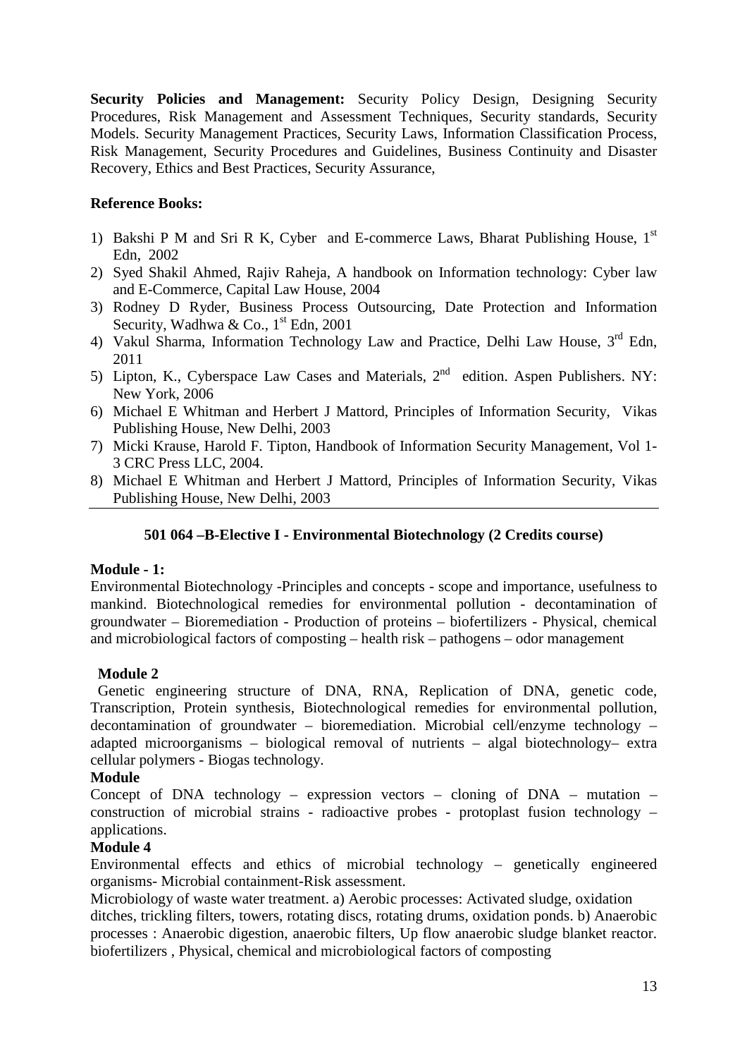**Security Policies and Management:** Security Policy Design, Designing Security Procedures, Risk Management and Assessment Techniques, Security standards, Security Models. Security Management Practices, Security Laws, Information Classification Process, Risk Management, Security Procedures and Guidelines, Business Continuity and Disaster Recovery, Ethics and Best Practices, Security Assurance,

**Reference Books:**

1) Bakshi P M and Sri R K, Cyber and E-commerce Laws, Bharat Publishing House, 1st Edn, 2002
2) Syed Shakil Ahmed, Rajiv Raheja, A handbook on Information technology: Cyber law and E-Commerce, Capital Law House, 2004
3) Rodney D Ryder, Business Process Outsourcing, Date Protection and Information Security, Wadhwa & Co., 1st Edn, 2001
4) Vakul Sharma, Information Technology Law and Practice, Delhi Law House, 3rd Edn, 2011
5) Lipton, K., Cyberspace Law Cases and Materials, 2nd edition. Aspen Publishers. NY: New York, 2006
6) Michael E Whitman and Herbert J Mattord, Principles of Information Security, Vikas Publishing House, New Delhi, 2003
7) Micki Krause, Harold F. Tipton, Handbook of Information Security Management, Vol 1-3 CRC Press LLC, 2004.
8) Michael E Whitman and Herbert J Mattord, Principles of Information Security, Vikas Publishing House, New Delhi, 2003

---

## 501 064 –B-Elective I - Environmental Biotechnology (2 Credits course)

**Module - 1:**

Environmental Biotechnology -Principles and concepts - scope and importance, usefulness to mankind. Biotechnological remedies for environmental pollution - decontamination of groundwater – Bioremediation - Production of proteins – biofertilizers - Physical, chemical and microbiological factors of composting – health risk – pathogens – odor management

**Module 2**

Genetic engineering structure of DNA, RNA, Replication of DNA, genetic code, Transcription, Protein synthesis, Biotechnological remedies for environmental pollution, decontamination of groundwater – bioremediation. Microbial cell/enzyme technology – adapted microorganisms – biological removal of nutrients – algal biotechnology– extra cellular polymers - Biogas technology.

**Module**

Concept of DNA technology – expression vectors – cloning of DNA – mutation – construction of microbial strains - radioactive probes - protoplast fusion technology – applications.

**Module 4**

Environmental effects and ethics of microbial technology – genetically engineered organisms- Microbial containment-Risk assessment.

Microbiology of waste water treatment. a) Aerobic processes: Activated sludge, oxidation ditches, trickling filters, towers, rotating discs, rotating drums, oxidation ponds. b) Anaerobic processes : Anaerobic digestion, anaerobic filters, Up flow anaerobic sludge blanket reactor. biofertilizers , Physical, chemical and microbiological factors of composting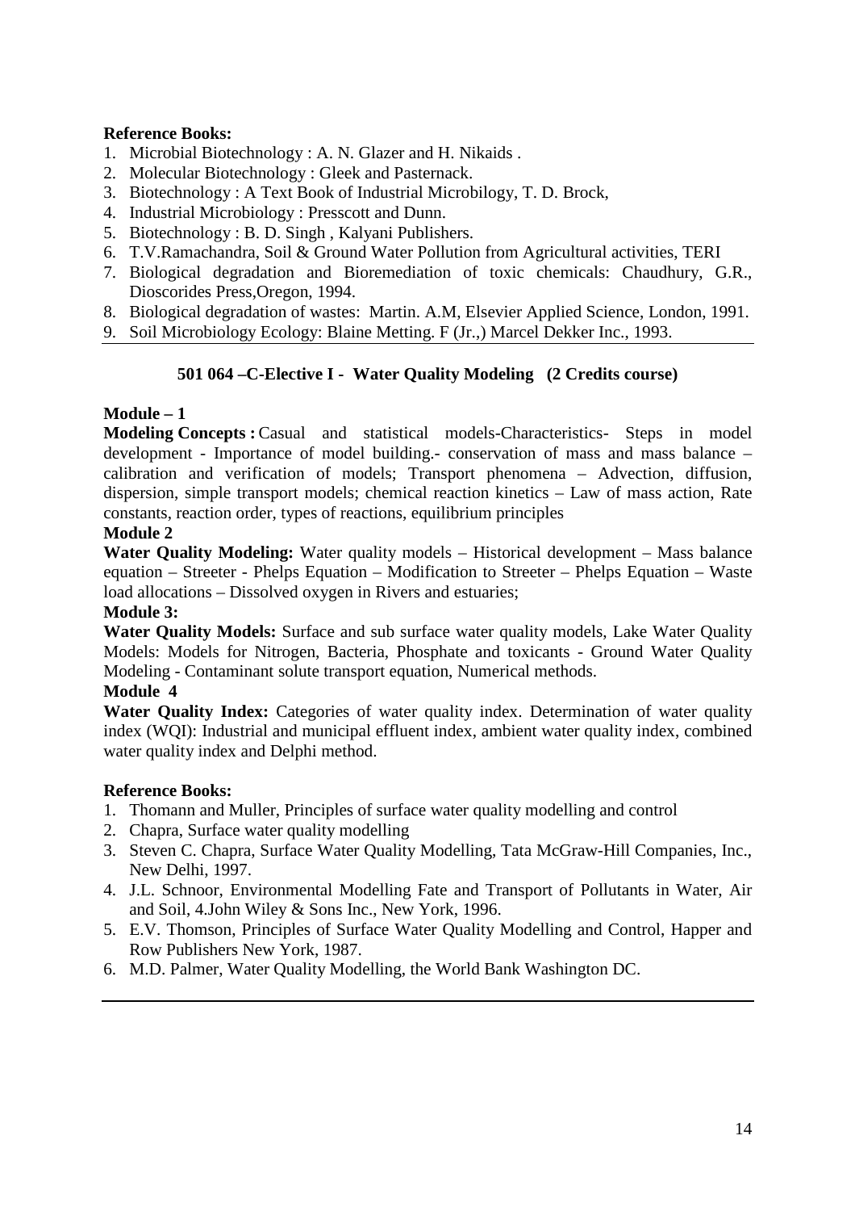**Reference Books:**

1. Microbial Biotechnology : A. N. Glazer and H. Nikaids .
2. Molecular Biotechnology : Gleek and Pasternack.
3. Biotechnology : A Text Book of Industrial Microbilogy, T. D. Brock,
4. Industrial Microbiology : Presscott and Dunn.
5. Biotechnology : B. D. Singh , Kalyani Publishers.
6. T.V.Ramachandra, Soil & Ground Water Pollution from Agricultural activities, TERI
7. Biological degradation and Bioremediation of toxic chemicals: Chaudhury, G.R., Dioscorides Press,Oregon, 1994.
8. Biological degradation of wastes: Martin. A.M, Elsevier Applied Science, London, 1991.
9. Soil Microbiology Ecology: Blaine Metting. F (Jr.,) Marcel Dekker Inc., 1993.

---

## 501 064 –C-Elective I - Water Quality Modeling (2 Credits course)

**Module – 1**

**Modeling Concepts :** Casual and statistical models-Characteristics- Steps in model development - Importance of model building.- conservation of mass and mass balance – calibration and verification of models; Transport phenomena – Advection, diffusion, dispersion, simple transport models; chemical reaction kinetics – Law of mass action, Rate constants, reaction order, types of reactions, equilibrium principles

**Module 2**

**Water Quality Modeling:** Water quality models – Historical development – Mass balance equation – Streeter - Phelps Equation – Modification to Streeter – Phelps Equation – Waste load allocations – Dissolved oxygen in Rivers and estuaries;

**Module 3:**

**Water Quality Models:** Surface and sub surface water quality models, Lake Water Quality Models: Models for Nitrogen, Bacteria, Phosphate and toxicants - Ground Water Quality Modeling - Contaminant solute transport equation, Numerical methods.

**Module 4**

**Water Quality Index:** Categories of water quality index. Determination of water quality index (WQI): Industrial and municipal effluent index, ambient water quality index, combined water quality index and Delphi method.

**Reference Books:**

1. Thomann and Muller, Principles of surface water quality modelling and control
2. Chapra, Surface water quality modelling
3. Steven C. Chapra, Surface Water Quality Modelling, Tata McGraw-Hill Companies, Inc., New Delhi, 1997.
4. J.L. Schnoor, Environmental Modelling Fate and Transport of Pollutants in Water, Air and Soil, 4.John Wiley & Sons Inc., New York, 1996.
5. E.V. Thomson, Principles of Surface Water Quality Modelling and Control, Happer and Row Publishers New York, 1987.
6. M.D. Palmer, Water Quality Modelling, the World Bank Washington DC.

---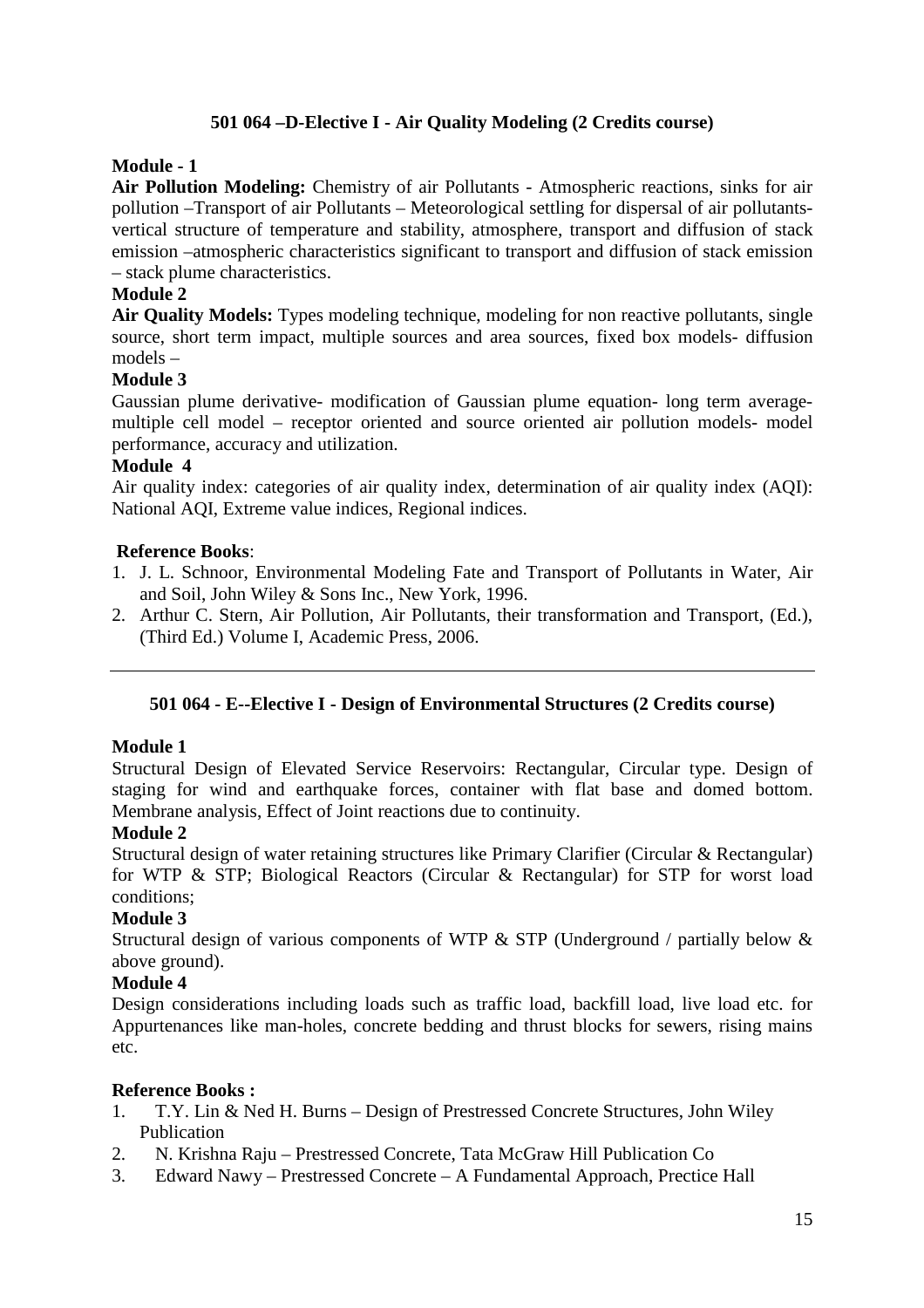### 501 064 –D-Elective I - Air Quality Modeling (2 Credits course)

**Module - 1**

**Air Pollution Modeling:** Chemistry of air Pollutants - Atmospheric reactions, sinks for air pollution –Transport of air Pollutants – Meteorological settling for dispersal of air pollutants-vertical structure of temperature and stability, atmosphere, transport and diffusion of stack emission –atmospheric characteristics significant to transport and diffusion of stack emission – stack plume characteristics.

**Module 2**

**Air Quality Models:** Types modeling technique, modeling for non reactive pollutants, single source, short term impact, multiple sources and area sources, fixed box models- diffusion models –

**Module 3**

Gaussian plume derivative- modification of Gaussian plume equation- long term average-multiple cell model – receptor oriented and source oriented air pollution models- model performance, accuracy and utilization.

**Module 4**

Air quality index: categories of air quality index, determination of air quality index (AQI): National AQI, Extreme value indices, Regional indices.

**Reference Books**:

1. J. L. Schnoor, Environmental Modeling Fate and Transport of Pollutants in Water, Air and Soil, John Wiley & Sons Inc., New York, 1996.
2. Arthur C. Stern, Air Pollution, Air Pollutants, their transformation and Transport, (Ed.), (Third Ed.) Volume I, Academic Press, 2006.

---

### 501 064 - E--Elective I - Design of Environmental Structures (2 Credits course)

**Module 1**

Structural Design of Elevated Service Reservoirs: Rectangular, Circular type. Design of staging for wind and earthquake forces, container with flat base and domed bottom. Membrane analysis, Effect of Joint reactions due to continuity.

**Module 2**

Structural design of water retaining structures like Primary Clarifier (Circular & Rectangular) for WTP & STP; Biological Reactors (Circular & Rectangular) for STP for worst load conditions;

**Module 3**

Structural design of various components of WTP & STP (Underground / partially below & above ground).

**Module 4**

Design considerations including loads such as traffic load, backfill load, live load etc. for Appurtenances like man-holes, concrete bedding and thrust blocks for sewers, rising mains etc.

**Reference Books :**

1. T.Y. Lin & Ned H. Burns – Design of Prestressed Concrete Structures, John Wiley Publication
2. N. Krishna Raju – Prestressed Concrete, Tata McGraw Hill Publication Co
3. Edward Nawy – Prestressed Concrete – A Fundamental Approach, Prectice Hall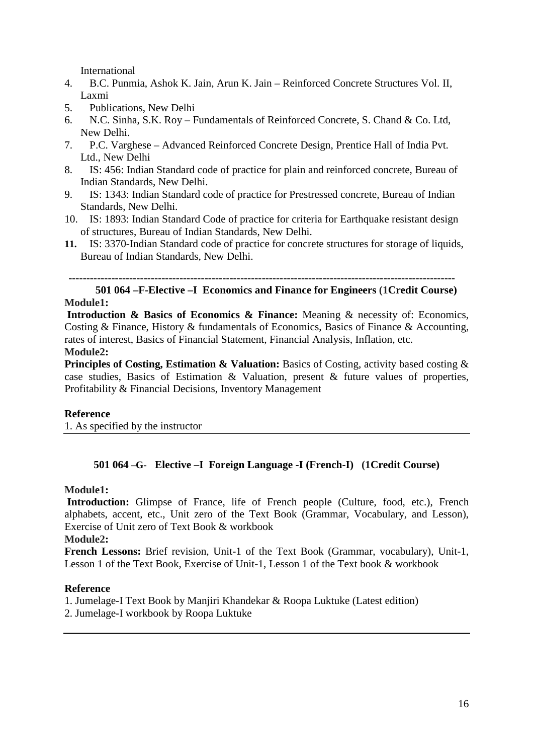International

4. B.C. Punmia, Ashok K. Jain, Arun K. Jain – Reinforced Concrete Structures Vol. II, Laxmi
5. Publications, New Delhi
6. N.C. Sinha, S.K. Roy – Fundamentals of Reinforced Concrete, S. Chand & Co. Ltd, New Delhi.
7. P.C. Varghese – Advanced Reinforced Concrete Design, Prentice Hall of India Pvt. Ltd., New Delhi
8. IS: 456: Indian Standard code of practice for plain and reinforced concrete, Bureau of Indian Standards, New Delhi.
9. IS: 1343: Indian Standard code of practice for Prestressed concrete, Bureau of Indian Standards, New Delhi.
10. IS: 1893: Indian Standard Code of practice for criteria for Earthquake resistant design of structures, Bureau of Indian Standards, New Delhi.
11. IS: 3370-Indian Standard code of practice for concrete structures for storage of liquids, Bureau of Indian Standards, New Delhi.

---

### 501 064 –F-Elective –I Economics and Finance for Engineers (1Credit Course)

**Module1:**

**Introduction & Basics of Economics & Finance:** Meaning & necessity of: Economics, Costing & Finance, History & fundamentals of Economics, Basics of Finance & Accounting, rates of interest, Basics of Financial Statement, Financial Analysis, Inflation, etc.

**Module2:**

**Principles of Costing, Estimation & Valuation:** Basics of Costing, activity based costing & case studies, Basics of Estimation & Valuation, present & future values of properties, Profitability & Financial Decisions, Inventory Management

**Reference**

1. As specified by the instructor

---

### 501 064 –G- Elective –I Foreign Language -I (French-I) (1Credit Course)

**Module1:**

**Introduction:** Glimpse of France, life of French people (Culture, food, etc.), French alphabets, accent, etc., Unit zero of the Text Book (Grammar, Vocabulary, and Lesson), Exercise of Unit zero of Text Book & workbook

**Module2:**

**French Lessons:** Brief revision, Unit-1 of the Text Book (Grammar, vocabulary), Unit-1, Lesson 1 of the Text Book, Exercise of Unit-1, Lesson 1 of the Text book & workbook

**Reference**

1. Jumelage-I Text Book by Manjiri Khandekar & Roopa Luktuke (Latest edition)
2. Jumelage-I workbook by Roopa Luktuke

---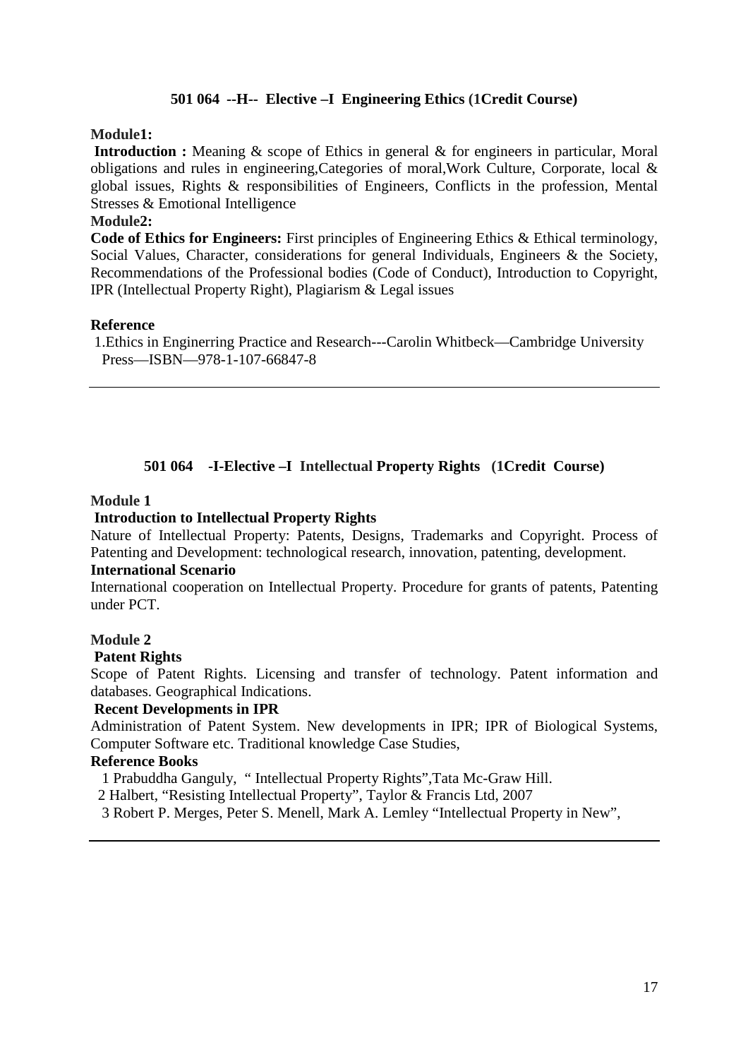### 501 064 --H-- Elective –I Engineering Ethics (1Credit Course)

**Module1:**

**Introduction :** Meaning & scope of Ethics in general & for engineers in particular, Moral obligations and rules in engineering,Categories of moral,Work Culture, Corporate, local & global issues, Rights & responsibilities of Engineers, Conflicts in the profession, Mental Stresses & Emotional Intelligence

**Module2:**

**Code of Ethics for Engineers:** First principles of Engineering Ethics & Ethical terminology, Social Values, Character, considerations for general Individuals, Engineers & the Society, Recommendations of the Professional bodies (Code of Conduct), Introduction to Copyright, IPR (Intellectual Property Right), Plagiarism & Legal issues

**Reference**

1.Ethics in Enginerring Practice and Research---Carolin Whitbeck—Cambridge University Press—ISBN—978-1-107-66847-8

---

### 501 064 -I-Elective –I Intellectual Property Rights (1Credit Course)

**Module 1**

**Introduction to Intellectual Property Rights**

Nature of Intellectual Property: Patents, Designs, Trademarks and Copyright. Process of Patenting and Development: technological research, innovation, patenting, development.

**International Scenario**

International cooperation on Intellectual Property. Procedure for grants of patents, Patenting under PCT.

**Module 2**

**Patent Rights**

Scope of Patent Rights. Licensing and transfer of technology. Patent information and databases. Geographical Indications.

**Recent Developments in IPR**

Administration of Patent System. New developments in IPR; IPR of Biological Systems, Computer Software etc. Traditional knowledge Case Studies,

**Reference Books**

1 Prabuddha Ganguly, " Intellectual Property Rights",Tata Mc-Graw Hill.

2 Halbert, "Resisting Intellectual Property", Taylor & Francis Ltd, 2007

3 Robert P. Merges, Peter S. Menell, Mark A. Lemley "Intellectual Property in New",

---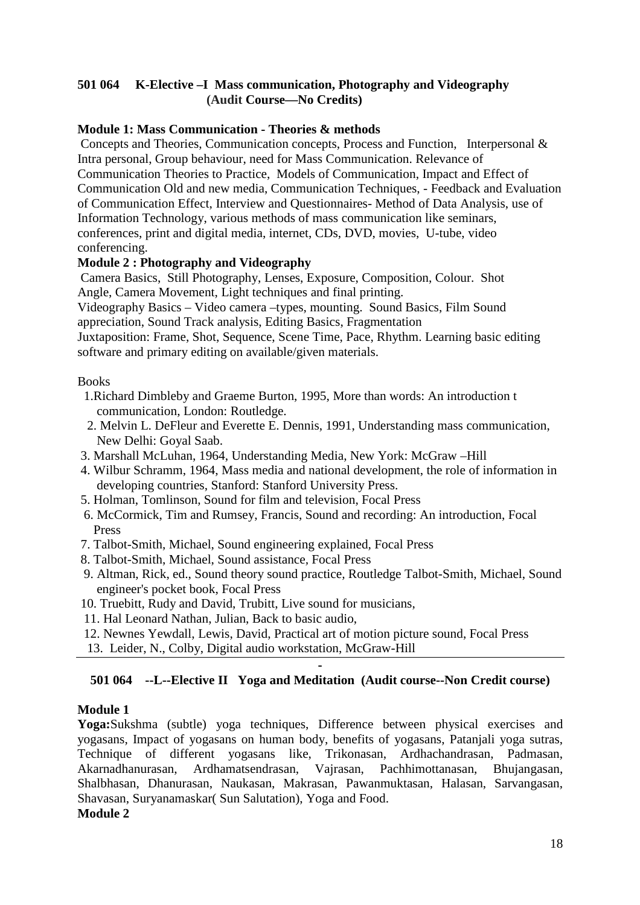## 501 064 K-Elective –I Mass communication, Photography and Videography (Audit Course—No Credits)

### Module 1: Mass Communication - Theories & methods

Concepts and Theories, Communication concepts, Process and Function, Interpersonal & Intra personal, Group behaviour, need for Mass Communication. Relevance of Communication Theories to Practice, Models of Communication, Impact and Effect of Communication Old and new media, Communication Techniques, - Feedback and Evaluation of Communication Effect, Interview and Questionnaires- Method of Data Analysis, use of Information Technology, various methods of mass communication like seminars, conferences, print and digital media, internet, CDs, DVD, movies, U-tube, video conferencing.

### Module 2 : Photography and Videography

Camera Basics, Still Photography, Lenses, Exposure, Composition, Colour. Shot Angle, Camera Movement, Light techniques and final printing.

Videography Basics – Video camera –types, mounting. Sound Basics, Film Sound appreciation, Sound Track analysis, Editing Basics, Fragmentation

Juxtaposition: Frame, Shot, Sequence, Scene Time, Pace, Rhythm. Learning basic editing software and primary editing on available/given materials.

Books

1. Richard Dimbleby and Graeme Burton, 1995, More than words: An introduction t communication, London: Routledge.
2. Melvin L. DeFleur and Everette E. Dennis, 1991, Understanding mass communication, New Delhi: Goyal Saab.
3. Marshall McLuhan, 1964, Understanding Media, New York: McGraw –Hill
4. Wilbur Schramm, 1964, Mass media and national development, the role of information in developing countries, Stanford: Stanford University Press.
5. Holman, Tomlinson, Sound for film and television, Focal Press
6. McCormick, Tim and Rumsey, Francis, Sound and recording: An introduction, Focal Press
7. Talbot-Smith, Michael, Sound engineering explained, Focal Press
8. Talbot-Smith, Michael, Sound assistance, Focal Press
9. Altman, Rick, ed., Sound theory sound practice, Routledge Talbot-Smith, Michael, Sound engineer's pocket book, Focal Press
10. Truebitt, Rudy and David, Trubitt, Live sound for musicians,
11. Hal Leonard Nathan, Julian, Back to basic audio,
12. Newnes Yewdall, Lewis, David, Practical art of motion picture sound, Focal Press
13. Leider, N., Colby, Digital audio workstation, McGraw-Hill

---

## 501 064 --L--Elective II Yoga and Meditation (Audit course--Non Credit course)

### Module 1

**Yoga:** Sukshma (subtle) yoga techniques, Difference between physical exercises and yogasans, Impact of yogasans on human body, benefits of yogasans, Patanjali yoga sutras, Technique of different yogasans like, Trikonasan, Ardhachandrasan, Padmasan, Akarnadhanurasan, Ardhamatsendrasan, Vajrasan, Pachhimottanasan, Bhujangasan, Shalbhasan, Dhanurasan, Naukasan, Makrasan, Pawanmuktasan, Halasan, Sarvangasan, Shavasan, Suryanamaskar( Sun Salutation), Yoga and Food.

### Module 2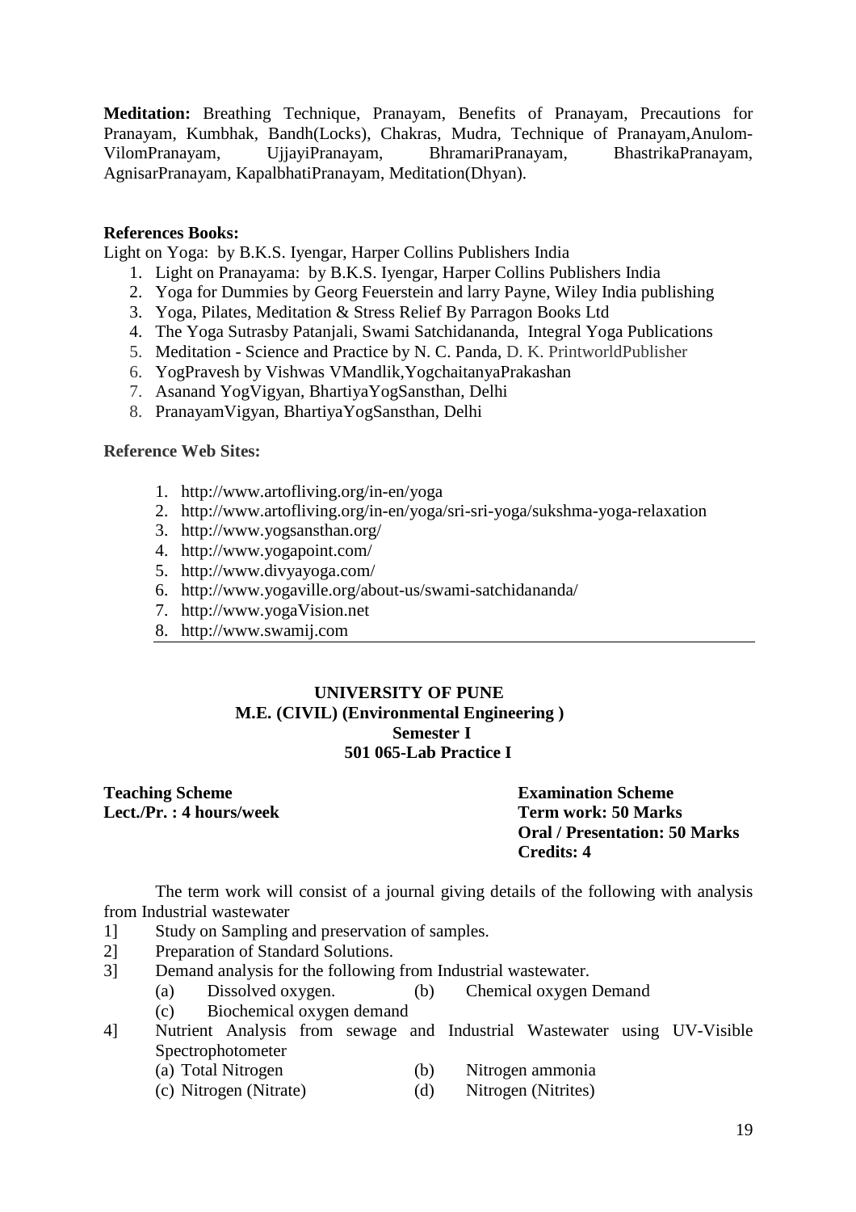**Meditation:** Breathing Technique, Pranayam, Benefits of Pranayam, Precautions for Pranayam, Kumbhak, Bandh(Locks), Chakras, Mudra, Technique of Pranayam,Anulom-VilomPranayam, UjjayiPranayam, BhramariPranayam, BhastrikaPranayam, AgnisarPranayam, KapalbhatiPranayam, Meditation(Dhyan).

**References Books:**

Light on Yoga: by B.K.S. Iyengar, Harper Collins Publishers India

1. Light on Pranayama: by B.K.S. Iyengar, Harper Collins Publishers India
2. Yoga for Dummies by Georg Feuerstein and larry Payne, Wiley India publishing
3. Yoga, Pilates, Meditation & Stress Relief By Parragon Books Ltd
4. The Yoga Sutrasby Patanjali, Swami Satchidananda, Integral Yoga Publications
5. Meditation - Science and Practice by N. C. Panda, D. K. PrintworldPublisher
6. YogPravesh by Vishwas VMandlik,YogchaitanyaPrakashan
7. Asanand YogVigyan, BhartiyaYogSansthan, Delhi
8. PranayamVigyan, BhartiyaYogSansthan, Delhi

**Reference Web Sites:**

1. http://www.artofliving.org/in-en/yoga
2. http://www.artofliving.org/in-en/yoga/sri-sri-yoga/sukshma-yoga-relaxation
3. http://www.yogsansthan.org/
4. http://www.yogapoint.com/
5. http://www.divyayoga.com/
6. http://www.yogaville.org/about-us/swami-satchidananda/
7. http://www.yogaVision.net
8. http://www.swamij.com

---

**UNIVERSITY OF PUNE**
**M.E. (CIVIL) (Environmental Engineering )**
**Semester I**
**501 065-Lab Practice I**

**Teaching Scheme**
**Lect./Pr. : 4 hours/week**

**Examination Scheme**
**Term work: 50 Marks**
**Oral / Presentation: 50 Marks**
**Credits: 4**

The term work will consist of a journal giving details of the following with analysis from Industrial wastewater

1] Study on Sampling and preservation of samples.

2] Preparation of Standard Solutions.

3] Demand analysis for the following from Industrial wastewater.
   (a) Dissolved oxygen. (b) Chemical oxygen Demand
   (c) Biochemical oxygen demand

4] Nutrient Analysis from sewage and Industrial Wastewater using UV-Visible Spectrophotometer
   (a) Total Nitrogen (b) Nitrogen ammonia
   (c) Nitrogen (Nitrate) (d) Nitrogen (Nitrites)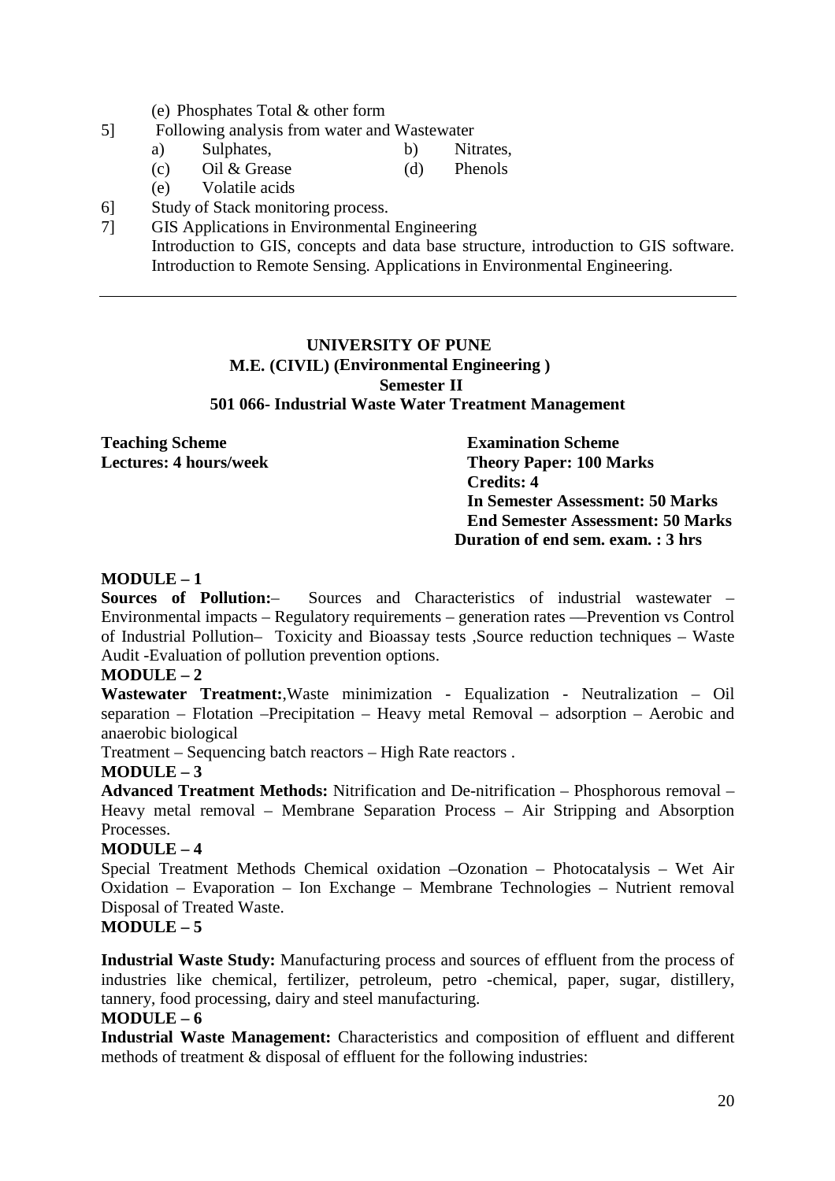(e) Phosphates Total & other form

5] Following analysis from water and Wastewater

   a) Sulphates, b) Nitrates,
   (c) Oil & Grease (d) Phenols
   (e) Volatile acids

6] Study of Stack monitoring process.

7] GIS Applications in Environmental Engineering
   Introduction to GIS, concepts and data base structure, introduction to GIS software. Introduction to Remote Sensing. Applications in Environmental Engineering.

---

**UNIVERSITY OF PUNE**
**M.E. (CIVIL) (Environmental Engineering )**
**Semester II**
**501 066- Industrial Waste Water Treatment Management**

**Teaching Scheme**
**Lectures: 4 hours/week**

**Examination Scheme**
**Theory Paper: 100 Marks**
**Credits: 4**
**In Semester Assessment: 50 Marks**
**End Semester Assessment: 50 Marks**
**Duration of end sem. exam. : 3 hrs**

**MODULE – 1**
**Sources of Pollution:**– Sources and Characteristics of industrial wastewater – Environmental impacts – Regulatory requirements – generation rates —Prevention vs Control of Industrial Pollution– Toxicity and Bioassay tests ,Source reduction techniques – Waste Audit -Evaluation of pollution prevention options.

**MODULE – 2**
**Wastewater Treatment:**,Waste minimization - Equalization - Neutralization – Oil separation – Flotation –Precipitation – Heavy metal Removal – adsorption – Aerobic and anaerobic biological
Treatment – Sequencing batch reactors – High Rate reactors .

**MODULE – 3**
**Advanced Treatment Methods:** Nitrification and De-nitrification – Phosphorous removal – Heavy metal removal – Membrane Separation Process – Air Stripping and Absorption Processes.

**MODULE – 4**
Special Treatment Methods Chemical oxidation –Ozonation – Photocatalysis – Wet Air Oxidation – Evaporation – Ion Exchange – Membrane Technologies – Nutrient removal Disposal of Treated Waste.

**MODULE – 5**

**Industrial Waste Study:** Manufacturing process and sources of effluent from the process of industries like chemical, fertilizer, petroleum, petro -chemical, paper, sugar, distillery, tannery, food processing, dairy and steel manufacturing.

**MODULE – 6**
**Industrial Waste Management:** Characteristics and composition of effluent and different methods of treatment & disposal of effluent for the following industries: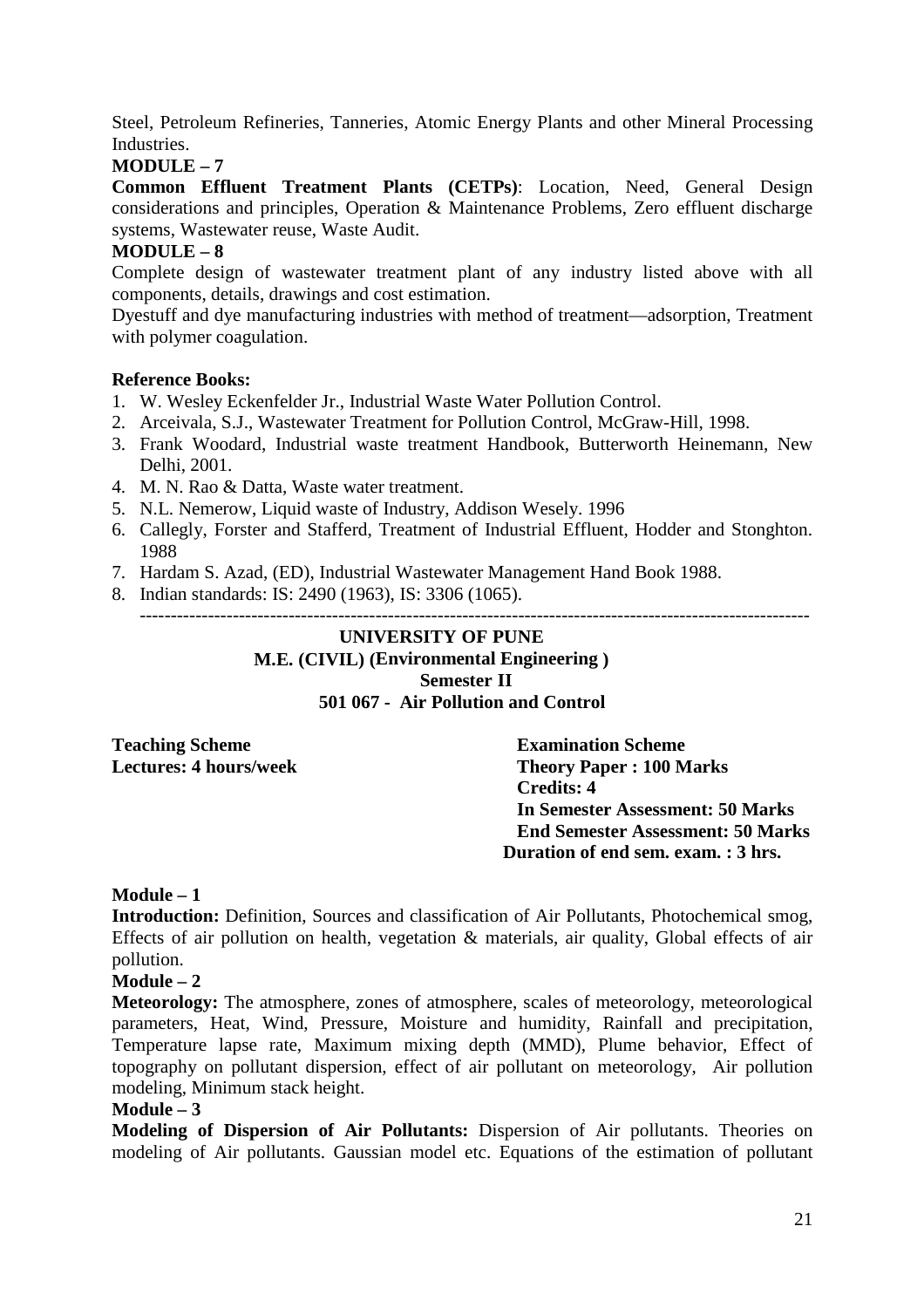Steel, Petroleum Refineries, Tanneries, Atomic Energy Plants and other Mineral Processing Industries.

**MODULE – 7**

**Common Effluent Treatment Plants (CETPs)**: Location, Need, General Design considerations and principles, Operation & Maintenance Problems, Zero effluent discharge systems, Wastewater reuse, Waste Audit.

**MODULE – 8**

Complete design of wastewater treatment plant of any industry listed above with all components, details, drawings and cost estimation.

Dyestuff and dye manufacturing industries with method of treatment—adsorption, Treatment with polymer coagulation.

**Reference Books:**

1. W. Wesley Eckenfelder Jr., Industrial Waste Water Pollution Control.
2. Arceivala, S.J., Wastewater Treatment for Pollution Control, McGraw-Hill, 1998.
3. Frank Woodard, Industrial waste treatment Handbook, Butterworth Heinemann, New Delhi, 2001.
4. M. N. Rao & Datta, Waste water treatment.
5. N.L. Nemerow, Liquid waste of Industry, Addison Wesely. 1996
6. Callegly, Forster and Stafferd, Treatment of Industrial Effluent, Hodder and Stonghton. 1988
7. Hardam S. Azad, (ED), Industrial Wastewater Management Hand Book 1988.
8. Indian standards: IS: 2490 (1963), IS: 3306 (1065).

---

**UNIVERSITY OF PUNE**

**M.E. (CIVIL) (Environmental Engineering )**

**Semester II**

**501 067 - Air Pollution and Control**

**Teaching Scheme**
**Lectures: 4 hours/week**

**Examination Scheme**
**Theory Paper : 100 Marks**
**Credits: 4**
**In Semester Assessment: 50 Marks**
**End Semester Assessment: 50 Marks**
**Duration of end sem. exam. : 3 hrs.**

**Module – 1**

**Introduction:** Definition, Sources and classification of Air Pollutants, Photochemical smog, Effects of air pollution on health, vegetation & materials, air quality, Global effects of air pollution.

**Module – 2**

**Meteorology:** The atmosphere, zones of atmosphere, scales of meteorology, meteorological parameters, Heat, Wind, Pressure, Moisture and humidity, Rainfall and precipitation, Temperature lapse rate, Maximum mixing depth (MMD), Plume behavior, Effect of topography on pollutant dispersion, effect of air pollutant on meteorology, Air pollution modeling, Minimum stack height.

**Module – 3**

**Modeling of Dispersion of Air Pollutants:** Dispersion of Air pollutants. Theories on modeling of Air pollutants. Gaussian model etc. Equations of the estimation of pollutant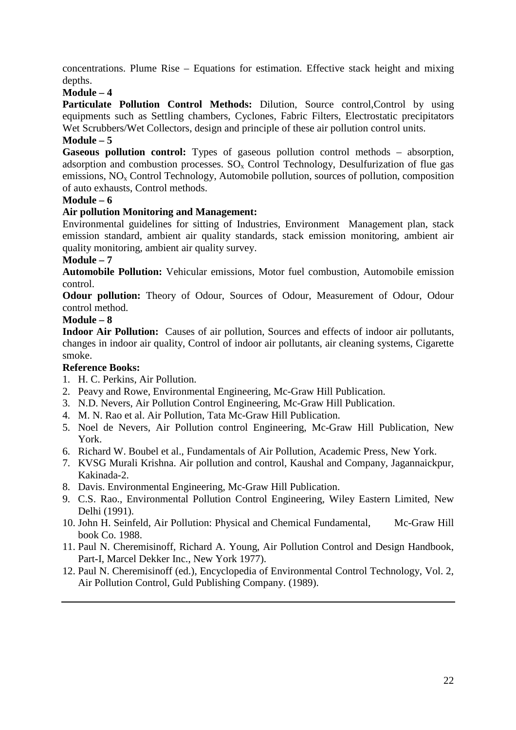concentrations. Plume Rise – Equations for estimation. Effective stack height and mixing depths.

**Module – 4**

**Particulate Pollution Control Methods:** Dilution, Source control,Control by using equipments such as Settling chambers, Cyclones, Fabric Filters, Electrostatic precipitators Wet Scrubbers/Wet Collectors, design and principle of these air pollution control units.

**Module – 5**

**Gaseous pollution control:** Types of gaseous pollution control methods – absorption, adsorption and combustion processes. $SO_x$ Control Technology, Desulfurization of flue gas emissions, $NO_x$ Control Technology, Automobile pollution, sources of pollution, composition of auto exhausts, Control methods.

**Module – 6**

**Air pollution Monitoring and Management:**

Environmental guidelines for sitting of Industries, Environment Management plan, stack emission standard, ambient air quality standards, stack emission monitoring, ambient air quality monitoring, ambient air quality survey.

**Module – 7**

**Automobile Pollution:** Vehicular emissions, Motor fuel combustion, Automobile emission control.

**Odour pollution:** Theory of Odour, Sources of Odour, Measurement of Odour, Odour control method.

**Module – 8**

**Indoor Air Pollution:** Causes of air pollution, Sources and effects of indoor air pollutants, changes in indoor air quality, Control of indoor air pollutants, air cleaning systems, Cigarette smoke.

**Reference Books:**

1. H. C. Perkins, Air Pollution.
2. Peavy and Rowe, Environmental Engineering, Mc-Graw Hill Publication.
3. N.D. Nevers, Air Pollution Control Engineering, Mc-Graw Hill Publication.
4. M. N. Rao et al. Air Pollution, Tata Mc-Graw Hill Publication.
5. Noel de Nevers, Air Pollution control Engineering, Mc-Graw Hill Publication, New York.
6. Richard W. Boubel et al., Fundamentals of Air Pollution, Academic Press, New York.
7. KVSG Murali Krishna. Air pollution and control, Kaushal and Company, Jagannaickpur, Kakinada-2.
8. Davis. Environmental Engineering, Mc-Graw Hill Publication.
9. C.S. Rao., Environmental Pollution Control Engineering, Wiley Eastern Limited, New Delhi (1991).
10. John H. Seinfeld, Air Pollution: Physical and Chemical Fundamental, Mc-Graw Hill book Co. 1988.
11. Paul N. Cheremisinoff, Richard A. Young, Air Pollution Control and Design Handbook, Part-I, Marcel Dekker Inc., New York 1977).
12. Paul N. Cheremisinoff (ed.), Encyclopedia of Environmental Control Technology, Vol. 2, Air Pollution Control, Guld Publishing Company. (1989).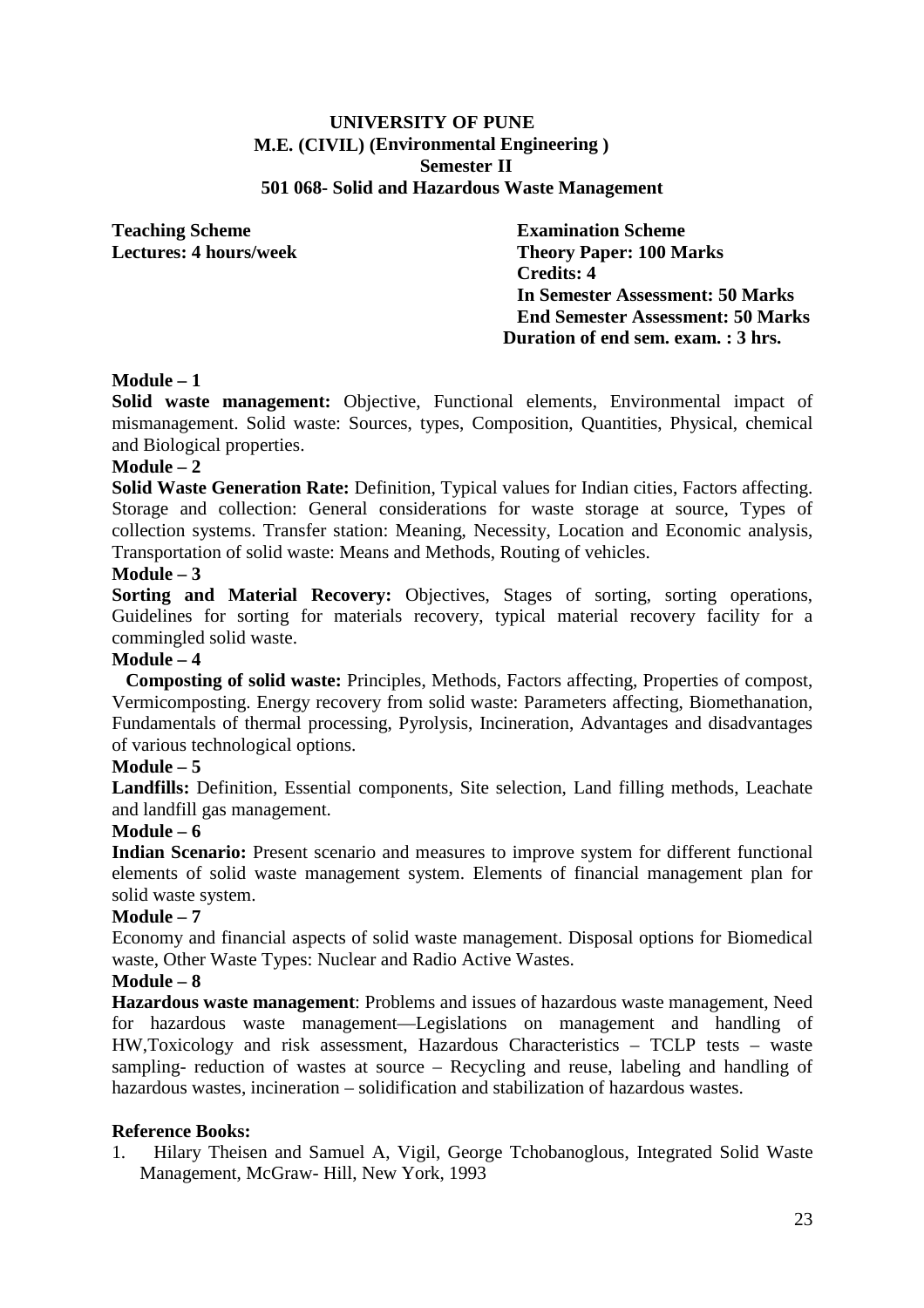**UNIVERSITY OF PUNE**
**M.E. (CIVIL) (Environmental Engineering )**
**Semester II**
**501 068- Solid and Hazardous Waste Management**

**Teaching Scheme**
**Lectures: 4 hours/week**

**Examination Scheme**
**Theory Paper: 100 Marks**
**Credits: 4**
**In Semester Assessment: 50 Marks**
**End Semester Assessment: 50 Marks**
**Duration of end sem. exam. : 3 hrs.**

**Module – 1**

**Solid waste management:** Objective, Functional elements, Environmental impact of mismanagement. Solid waste: Sources, types, Composition, Quantities, Physical, chemical and Biological properties.

**Module – 2**

**Solid Waste Generation Rate:** Definition, Typical values for Indian cities, Factors affecting. Storage and collection: General considerations for waste storage at source, Types of collection systems. Transfer station: Meaning, Necessity, Location and Economic analysis, Transportation of solid waste: Means and Methods, Routing of vehicles.

**Module – 3**

**Sorting and Material Recovery:** Objectives, Stages of sorting, sorting operations, Guidelines for sorting for materials recovery, typical material recovery facility for a commingled solid waste.

**Module – 4**

**Composting of solid waste:** Principles, Methods, Factors affecting, Properties of compost, Vermicomposting. Energy recovery from solid waste: Parameters affecting, Biomethanation, Fundamentals of thermal processing, Pyrolysis, Incineration, Advantages and disadvantages of various technological options.

**Module – 5**

**Landfills:** Definition, Essential components, Site selection, Land filling methods, Leachate and landfill gas management.

**Module – 6**

**Indian Scenario:** Present scenario and measures to improve system for different functional elements of solid waste management system. Elements of financial management plan for solid waste system.

**Module – 7**

Economy and financial aspects of solid waste management. Disposal options for Biomedical waste, Other Waste Types: Nuclear and Radio Active Wastes.

**Module – 8**

**Hazardous waste management**: Problems and issues of hazardous waste management, Need for hazardous waste management—Legislations on management and handling of HW,Toxicology and risk assessment, Hazardous Characteristics – TCLP tests – waste sampling- reduction of wastes at source – Recycling and reuse, labeling and handling of hazardous wastes, incineration – solidification and stabilization of hazardous wastes.

**Reference Books:**

1. Hilary Theisen and Samuel A, Vigil, George Tchobanoglous, Integrated Solid Waste Management, McGraw- Hill, New York, 1993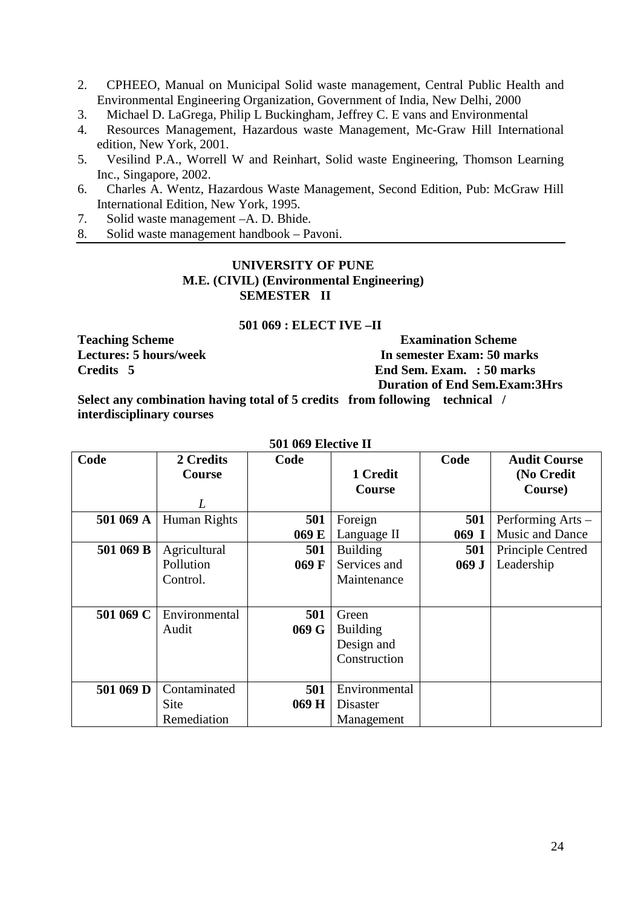2. CPHEEO, Manual on Municipal Solid waste management, Central Public Health and Environmental Engineering Organization, Government of India, New Delhi, 2000
3. Michael D. LaGrega, Philip L Buckingham, Jeffrey C. E vans and Environmental
4. Resources Management, Hazardous waste Management, Mc-Graw Hill International edition, New York, 2001.
5. Vesilind P.A., Worrell W and Reinhart, Solid waste Engineering, Thomson Learning Inc., Singapore, 2002.
6. Charles A. Wentz, Hazardous Waste Management, Second Edition, Pub: McGraw Hill International Edition, New York, 1995.
7. Solid waste management –A. D. Bhide.
8. Solid waste management handbook – Pavoni.

---

**UNIVERSITY OF PUNE**
**M.E. (CIVIL) (Environmental Engineering)**
**SEMESTER II**

**501 069 : ELECT IVE –II**

**Teaching Scheme**
**Lectures: 5 hours/week**
**Credits 5**

**Examination Scheme**
**In semester Exam: 50 marks**
**End Sem. Exam. : 50 marks**
**Duration of End Sem.Exam:3Hrs**

**Select any combination having total of 5 credits from following technical / interdisciplinary courses**

**501 069 Elective II**

| Code | 2 Credits Course *L* | Code | 1 Credit Course | Code | Audit Course (No Credit Course) |
|---|---|---|---|---|---|
| **501 069 A** | Human Rights | **501 069 E** | Foreign Language II | **501 069 I** | Performing Arts – Music and Dance |
| **501 069 B** | Agricultural Pollution Control. | **501 069 F** | Building Services and Maintenance | **501 069 J** | Principle Centred Leadership |
| **501 069 C** | Environmental Audit | **501 069 G** | Green Building Design and Construction | | |
| **501 069 D** | Contaminated Site Remediation | **501 069 H** | Environmental Disaster Management | | |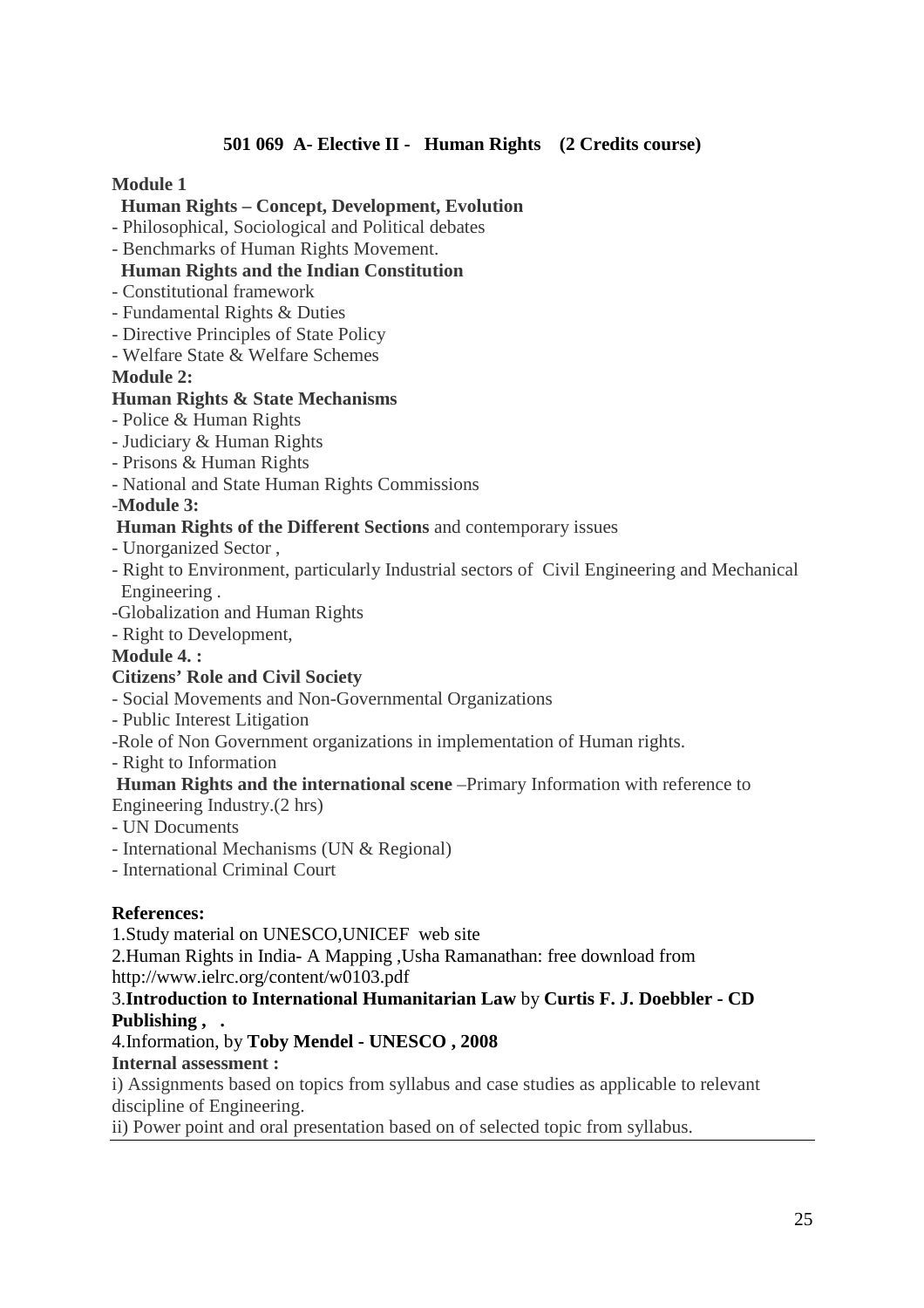## 501 069 A- Elective II - Human Rights (2 Credits course)

**Module 1**

**Human Rights – Concept, Development, Evolution**

- Philosophical, Sociological and Political debates
- Benchmarks of Human Rights Movement.

**Human Rights and the Indian Constitution**

- Constitutional framework
- Fundamental Rights & Duties
- Directive Principles of State Policy
- Welfare State & Welfare Schemes

**Module 2:**

**Human Rights & State Mechanisms**

- Police & Human Rights
- Judiciary & Human Rights
- Prisons & Human Rights
- National and State Human Rights Commissions

-**Module 3:**

**Human Rights of the Different Sections** and contemporary issues

- Unorganized Sector ,
- Right to Environment, particularly Industrial sectors of Civil Engineering and Mechanical Engineering .
- Globalization and Human Rights
- Right to Development,

**Module 4. :**

**Citizens' Role and Civil Society**

- Social Movements and Non-Governmental Organizations
- Public Interest Litigation
- Role of Non Government organizations in implementation of Human rights.
- Right to Information

**Human Rights and the international scene** –Primary Information with reference to Engineering Industry.(2 hrs)

- UN Documents
- International Mechanisms (UN & Regional)
- International Criminal Court

**References:**

1.Study material on UNESCO,UNICEF web site

2.Human Rights in India- A Mapping ,Usha Ramanathan: free download from http://www.ielrc.org/content/w0103.pdf

3.**Introduction to International Humanitarian Law** by **Curtis F. J. Doebbler - CD Publishing , .**

4.Information, by **Toby Mendel - UNESCO , 2008**

**Internal assessment :**

i) Assignments based on topics from syllabus and case studies as applicable to relevant discipline of Engineering.

ii) Power point and oral presentation based on of selected topic from syllabus.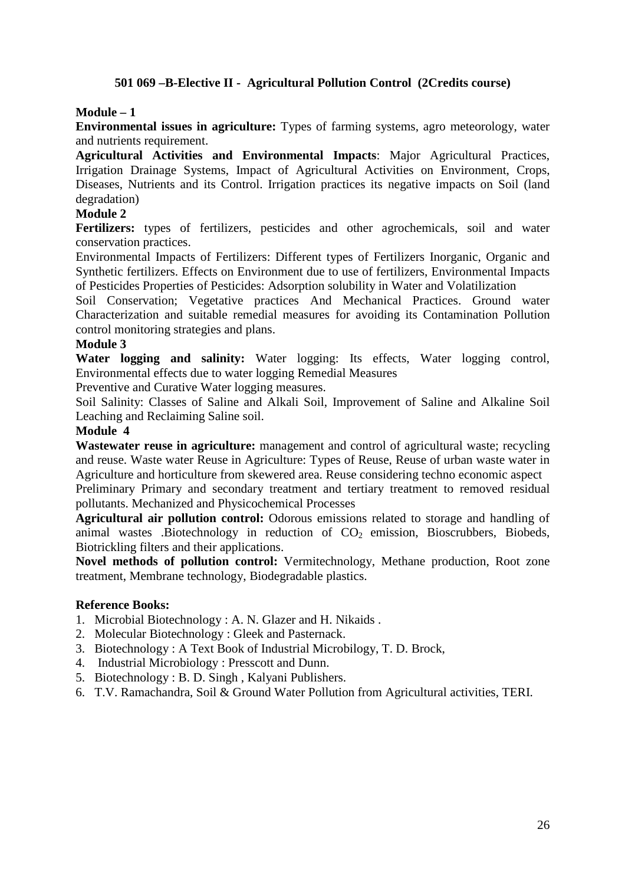### 501 069 –B-Elective II - Agricultural Pollution Control (2Credits course)

**Module – 1**

**Environmental issues in agriculture:** Types of farming systems, agro meteorology, water and nutrients requirement.

**Agricultural Activities and Environmental Impacts**: Major Agricultural Practices, Irrigation Drainage Systems, Impact of Agricultural Activities on Environment, Crops, Diseases, Nutrients and its Control. Irrigation practices its negative impacts on Soil (land degradation)

**Module 2**

**Fertilizers:** types of fertilizers, pesticides and other agrochemicals, soil and water conservation practices.

Environmental Impacts of Fertilizers: Different types of Fertilizers Inorganic, Organic and Synthetic fertilizers. Effects on Environment due to use of fertilizers, Environmental Impacts of Pesticides Properties of Pesticides: Adsorption solubility in Water and Volatilization

Soil Conservation; Vegetative practices And Mechanical Practices. Ground water Characterization and suitable remedial measures for avoiding its Contamination Pollution control monitoring strategies and plans.

**Module 3**

**Water logging and salinity:** Water logging: Its effects, Water logging control, Environmental effects due to water logging Remedial Measures

Preventive and Curative Water logging measures.

Soil Salinity: Classes of Saline and Alkali Soil, Improvement of Saline and Alkaline Soil Leaching and Reclaiming Saline soil.

**Module 4**

**Wastewater reuse in agriculture:** management and control of agricultural waste; recycling and reuse. Waste water Reuse in Agriculture: Types of Reuse, Reuse of urban waste water in Agriculture and horticulture from skewered area. Reuse considering techno economic aspect

Preliminary Primary and secondary treatment and tertiary treatment to removed residual pollutants. Mechanized and Physicochemical Processes

**Agricultural air pollution control:** Odorous emissions related to storage and handling of animal wastes .Biotechnology in reduction of $CO_2$ emission, Bioscrubbers, Biobeds, Biotrickling filters and their applications.

**Novel methods of pollution control:** Vermitechnology, Methane production, Root zone treatment, Membrane technology, Biodegradable plastics.

**Reference Books:**

1. Microbial Biotechnology : A. N. Glazer and H. Nikaids .
2. Molecular Biotechnology : Gleek and Pasternack.
3. Biotechnology : A Text Book of Industrial Microbilogy, T. D. Brock,
4. Industrial Microbiology : Presscott and Dunn.
5. Biotechnology : B. D. Singh , Kalyani Publishers.
6. T.V. Ramachandra, Soil & Ground Water Pollution from Agricultural activities, TERI.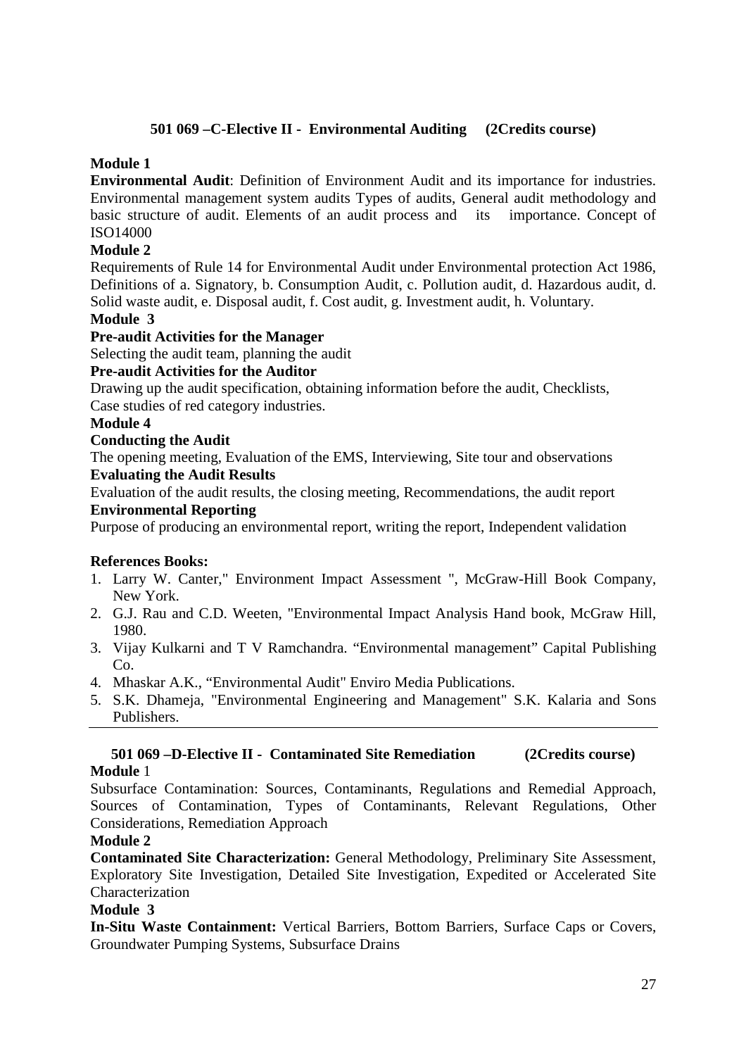## 501 069 –C-Elective II - Environmental Auditing (2Credits course)

**Module 1**

**Environmental Audit**: Definition of Environment Audit and its importance for industries. Environmental management system audits Types of audits, General audit methodology and basic structure of audit. Elements of an audit process and its importance. Concept of ISO14000

**Module 2**

Requirements of Rule 14 for Environmental Audit under Environmental protection Act 1986, Definitions of a. Signatory, b. Consumption Audit, c. Pollution audit, d. Hazardous audit, d. Solid waste audit, e. Disposal audit, f. Cost audit, g. Investment audit, h. Voluntary.

**Module 3**

**Pre-audit Activities for the Manager**

Selecting the audit team, planning the audit

**Pre-audit Activities for the Auditor**

Drawing up the audit specification, obtaining information before the audit, Checklists, Case studies of red category industries.

**Module 4**

**Conducting the Audit**

The opening meeting, Evaluation of the EMS, Interviewing, Site tour and observations

**Evaluating the Audit Results**

Evaluation of the audit results, the closing meeting, Recommendations, the audit report

**Environmental Reporting**

Purpose of producing an environmental report, writing the report, Independent validation

**References Books:**

1. Larry W. Canter," Environment Impact Assessment ", McGraw-Hill Book Company, New York.
2. G.J. Rau and C.D. Weeten, "Environmental Impact Analysis Hand book, McGraw Hill, 1980.
3. Vijay Kulkarni and T V Ramchandra. "Environmental management" Capital Publishing Co.
4. Mhaskar A.K., "Environmental Audit" Enviro Media Publications.
5. S.K. Dhameja, "Environmental Engineering and Management" S.K. Kalaria and Sons Publishers.

---

## 501 069 –D-Elective II - Contaminated Site Remediation (2Credits course)

**Module** 1

Subsurface Contamination: Sources, Contaminants, Regulations and Remedial Approach, Sources of Contamination, Types of Contaminants, Relevant Regulations, Other Considerations, Remediation Approach

**Module 2**

**Contaminated Site Characterization:** General Methodology, Preliminary Site Assessment, Exploratory Site Investigation, Detailed Site Investigation, Expedited or Accelerated Site Characterization

**Module 3**

**In-Situ Waste Containment:** Vertical Barriers, Bottom Barriers, Surface Caps or Covers, Groundwater Pumping Systems, Subsurface Drains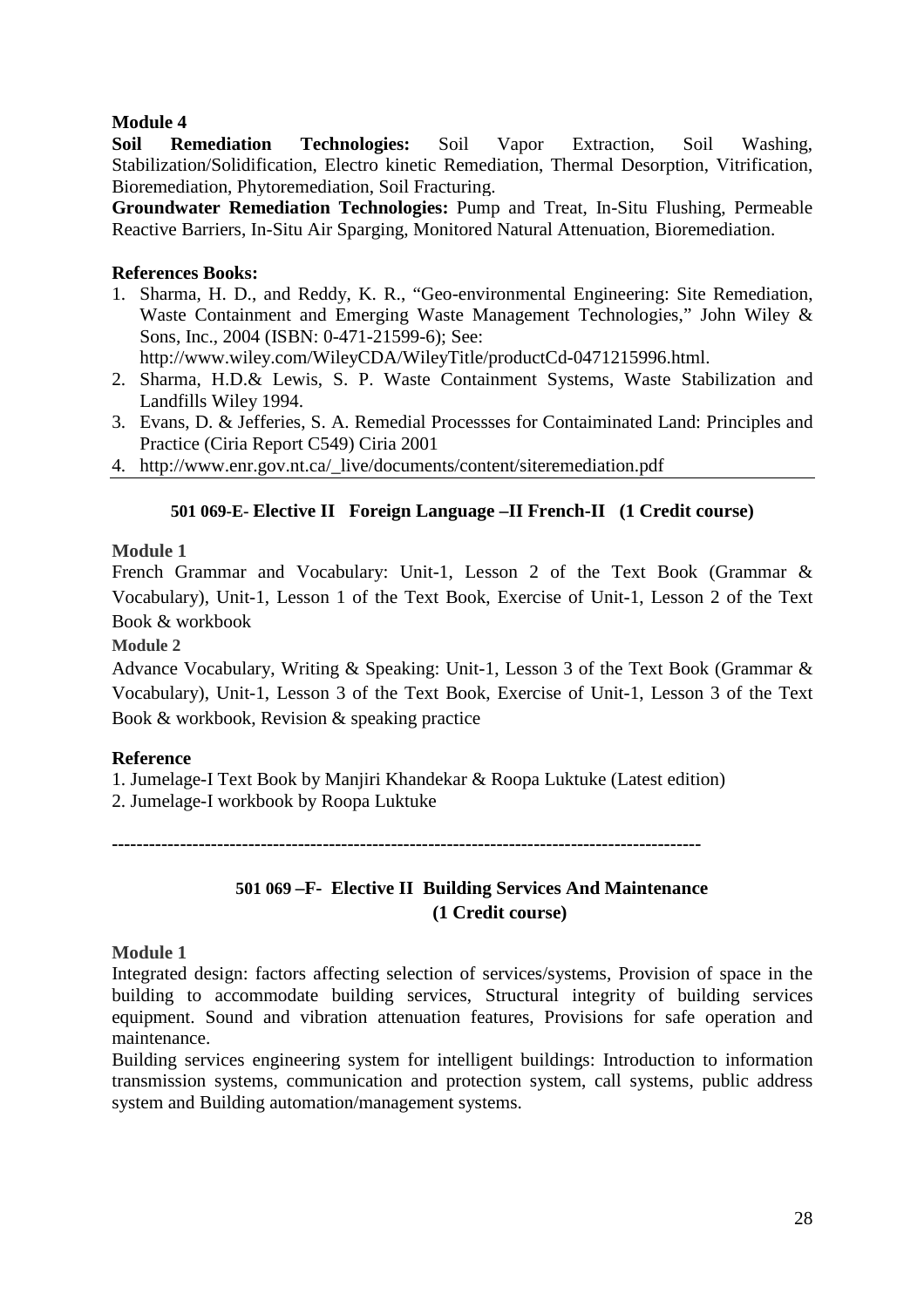**Module 4**

**Soil Remediation Technologies:** Soil Vapor Extraction, Soil Washing, Stabilization/Solidification, Electro kinetic Remediation, Thermal Desorption, Vitrification, Bioremediation, Phytoremediation, Soil Fracturing.

**Groundwater Remediation Technologies:** Pump and Treat, In-Situ Flushing, Permeable Reactive Barriers, In-Situ Air Sparging, Monitored Natural Attenuation, Bioremediation.

**References Books:**

1. Sharma, H. D., and Reddy, K. R., "Geo-environmental Engineering: Site Remediation, Waste Containment and Emerging Waste Management Technologies," John Wiley & Sons, Inc., 2004 (ISBN: 0-471-21599-6); See: http://www.wiley.com/WileyCDA/WileyTitle/productCd-0471215996.html.
2. Sharma, H.D.& Lewis, S. P. Waste Containment Systems, Waste Stabilization and Landfills Wiley 1994.
3. Evans, D. & Jefferies, S. A. Remedial Processses for Contaiminated Land: Principles and Practice (Ciria Report C549) Ciria 2001
4. http://www.enr.gov.nt.ca/_live/documents/content/siteremediation.pdf

## 501 069-E- Elective II Foreign Language –II French-II (1 Credit course)

**Module 1**

French Grammar and Vocabulary: Unit-1, Lesson 2 of the Text Book (Grammar & Vocabulary), Unit-1, Lesson 1 of the Text Book, Exercise of Unit-1, Lesson 2 of the Text Book & workbook

**Module 2**

Advance Vocabulary, Writing & Speaking: Unit-1, Lesson 3 of the Text Book (Grammar & Vocabulary), Unit-1, Lesson 3 of the Text Book, Exercise of Unit-1, Lesson 3 of the Text Book & workbook, Revision & speaking practice

**Reference**

1. Jumelage-I Text Book by Manjiri Khandekar & Roopa Luktuke (Latest edition)
2. Jumelage-I workbook by Roopa Luktuke

---

## 501 069 –F- Elective II Building Services And Maintenance (1 Credit course)

**Module 1**

Integrated design: factors affecting selection of services/systems, Provision of space in the building to accommodate building services, Structural integrity of building services equipment. Sound and vibration attenuation features, Provisions for safe operation and maintenance.

Building services engineering system for intelligent buildings: Introduction to information transmission systems, communication and protection system, call systems, public address system and Building automation/management systems.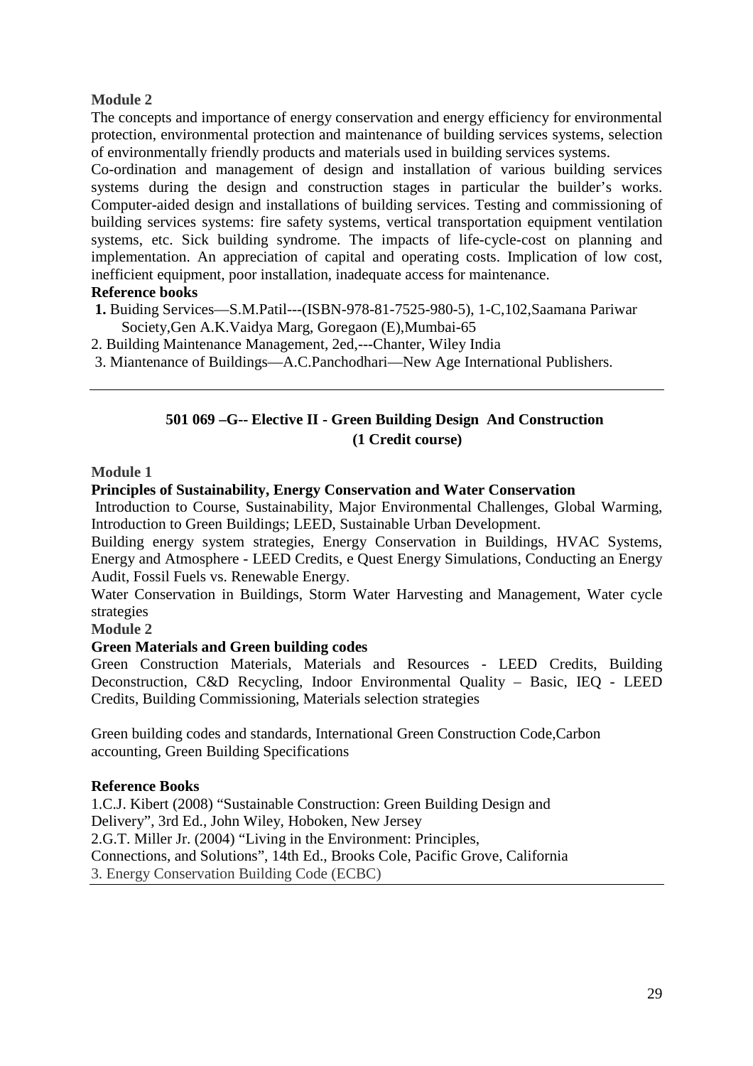**Module 2**

The concepts and importance of energy conservation and energy efficiency for environmental protection, environmental protection and maintenance of building services systems, selection of environmentally friendly products and materials used in building services systems.

Co-ordination and management of design and installation of various building services systems during the design and construction stages in particular the builder's works. Computer-aided design and installations of building services. Testing and commissioning of building services systems: fire safety systems, vertical transportation equipment ventilation systems, etc. Sick building syndrome. The impacts of life-cycle-cost on planning and implementation. An appreciation of capital and operating costs. Implication of low cost, inefficient equipment, poor installation, inadequate access for maintenance.

**Reference books**

**1.** Buiding Services—S.M.Patil---(ISBN-978-81-7525-980-5), 1-C,102,Saamana Pariwar Society,Gen A.K.Vaidya Marg, Goregaon (E),Mumbai-65

2. Building Maintenance Management, 2ed,---Chanter, Wiley India

3. Miantenance of Buildings—A.C.Panchodhari—New Age International Publishers.

---

## 501 069 –G-- Elective II - Green Building Design And Construction (1 Credit course)

**Module 1**

**Principles of Sustainability, Energy Conservation and Water Conservation**

Introduction to Course, Sustainability, Major Environmental Challenges, Global Warming, Introduction to Green Buildings; LEED, Sustainable Urban Development.

Building energy system strategies, Energy Conservation in Buildings, HVAC Systems, Energy and Atmosphere - LEED Credits, e Quest Energy Simulations, Conducting an Energy Audit, Fossil Fuels vs. Renewable Energy.

Water Conservation in Buildings, Storm Water Harvesting and Management, Water cycle strategies

**Module 2**

**Green Materials and Green building codes**

Green Construction Materials, Materials and Resources - LEED Credits, Building Deconstruction, C&D Recycling, Indoor Environmental Quality – Basic, IEQ - LEED Credits, Building Commissioning, Materials selection strategies

Green building codes and standards, International Green Construction Code,Carbon accounting, Green Building Specifications

**Reference Books**

1.C.J. Kibert (2008) "Sustainable Construction: Green Building Design and Delivery", 3rd Ed., John Wiley, Hoboken, New Jersey

2.G.T. Miller Jr. (2004) "Living in the Environment: Principles, Connections, and Solutions", 14th Ed., Brooks Cole, Pacific Grove, California

3. Energy Conservation Building Code (ECBC)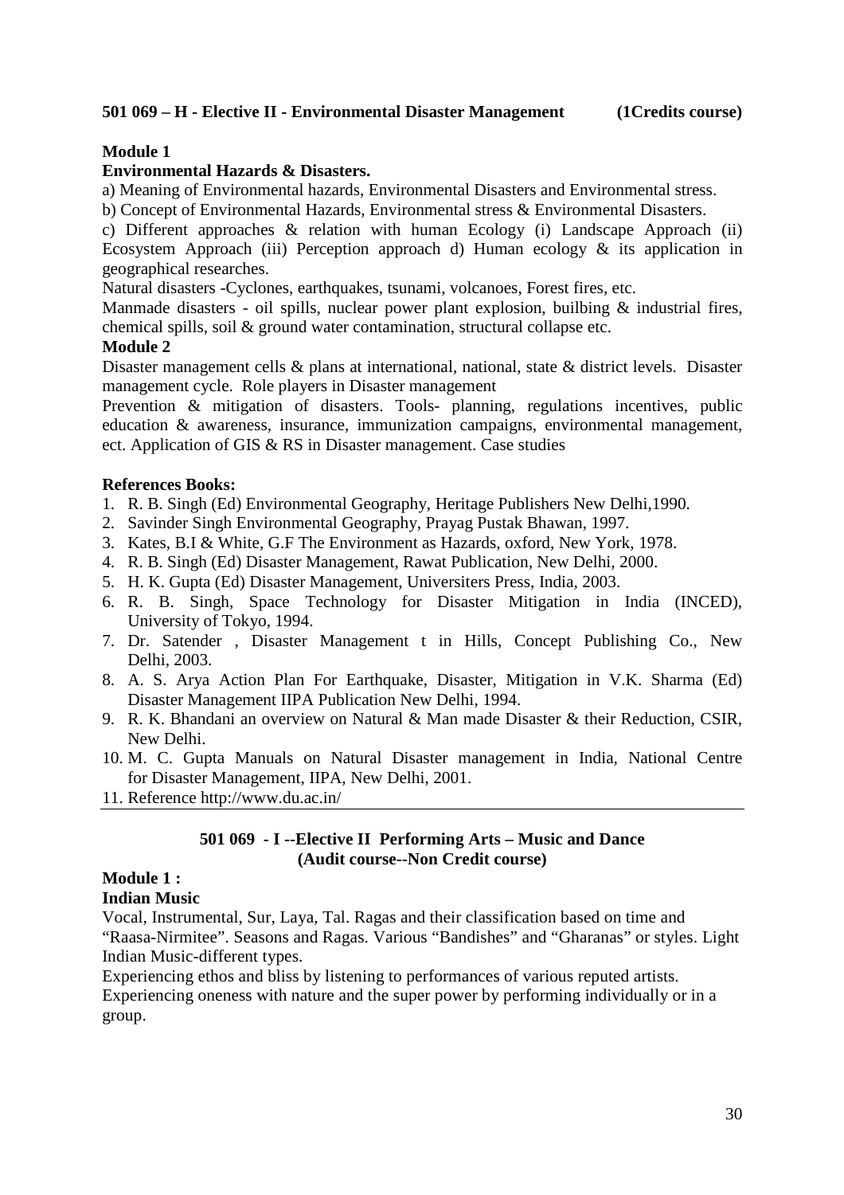**501 069 – H - Elective II - Environmental Disaster Management (1Credits course)**

**Module 1**

**Environmental Hazards & Disasters.**

a) Meaning of Environmental hazards, Environmental Disasters and Environmental stress.

b) Concept of Environmental Hazards, Environmental stress & Environmental Disasters.

c) Different approaches & relation with human Ecology (i) Landscape Approach (ii) Ecosystem Approach (iii) Perception approach d) Human ecology & its application in geographical researches.

Natural disasters -Cyclones, earthquakes, tsunami, volcanoes, Forest fires, etc.

Manmade disasters - oil spills, nuclear power plant explosion, builbing & industrial fires, chemical spills, soil & ground water contamination, structural collapse etc.

**Module 2**

Disaster management cells & plans at international, national, state & district levels. Disaster management cycle. Role players in Disaster management

Prevention & mitigation of disasters. Tools- planning, regulations incentives, public education & awareness, insurance, immunization campaigns, environmental management, ect. Application of GIS & RS in Disaster management. Case studies

**References Books:**

1. R. B. Singh (Ed) Environmental Geography, Heritage Publishers New Delhi,1990.
2. Savinder Singh Environmental Geography, Prayag Pustak Bhawan, 1997.
3. Kates, B.I & White, G.F The Environment as Hazards, oxford, New York, 1978.
4. R. B. Singh (Ed) Disaster Management, Rawat Publication, New Delhi, 2000.
5. H. K. Gupta (Ed) Disaster Management, Universiters Press, India, 2003.
6. R. B. Singh, Space Technology for Disaster Mitigation in India (INCED), University of Tokyo, 1994.
7. Dr. Satender , Disaster Management t in Hills, Concept Publishing Co., New Delhi, 2003.
8. A. S. Arya Action Plan For Earthquake, Disaster, Mitigation in V.K. Sharma (Ed) Disaster Management IIPA Publication New Delhi, 1994.
9. R. K. Bhandani an overview on Natural & Man made Disaster & their Reduction, CSIR, New Delhi.
10. M. C. Gupta Manuals on Natural Disaster management in India, National Centre for Disaster Management, IIPA, New Delhi, 2001.
11. Reference http://www.du.ac.in/

---

**501 069 - I --Elective II Performing Arts – Music and Dance**
**(Audit course--Non Credit course)**

**Module 1 :**

**Indian Music**

Vocal, Instrumental, Sur, Laya, Tal. Ragas and their classification based on time and "Raasa-Nirmitee". Seasons and Ragas. Various "Bandishes" and "Gharanas" or styles. Light Indian Music-different types.

Experiencing ethos and bliss by listening to performances of various reputed artists.

Experiencing oneness with nature and the super power by performing individually or in a group.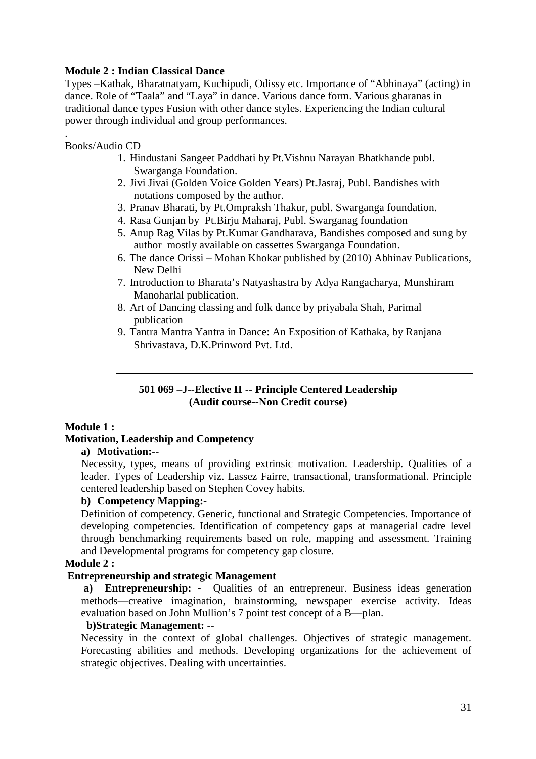**Module 2 : Indian Classical Dance**

Types –Kathak, Bharatnatyam, Kuchipudi, Odissy etc. Importance of "Abhinaya" (acting) in dance. Role of "Taala" and "Laya" in dance. Various dance form. Various gharanas in traditional dance types Fusion with other dance styles. Experiencing the Indian cultural power through individual and group performances.

.

Books/Audio CD

1. Hindustani Sangeet Paddhati by Pt.Vishnu Narayan Bhatkhande publ. Swarganga Foundation.
2. Jivi Jivai (Golden Voice Golden Years) Pt.Jasraj, Publ. Bandishes with notations composed by the author.
3. Pranav Bharati, by Pt.Ompraksh Thakur, publ. Swarganga foundation.
4. Rasa Gunjan by Pt.Birju Maharaj, Publ. Swarganag foundation
5. Anup Rag Vilas by Pt.Kumar Gandharava, Bandishes composed and sung by author mostly available on cassettes Swarganga Foundation.
6. The dance Orissi – Mohan Khokar published by (2010) Abhinav Publications, New Delhi
7. Introduction to Bharata's Natyashastra by Adya Rangacharya, Munshiram Manoharlal publication.
8. Art of Dancing classing and folk dance by priyabala Shah, Parimal publication
9. Tantra Mantra Yantra in Dance: An Exposition of Kathaka, by Ranjana Shrivastava, D.K.Prinword Pvt. Ltd.

---

**501 069 –J--Elective II -- Principle Centered Leadership (Audit course--Non Credit course)**

**Module 1 :**

**Motivation, Leadership and Competency**

**a) Motivation:--**

Necessity, types, means of providing extrinsic motivation. Leadership. Qualities of a leader. Types of Leadership viz. Lassez Fairre, transactional, transformational. Principle centered leadership based on Stephen Covey habits.

**b) Competency Mapping:-**

Definition of competency. Generic, functional and Strategic Competencies. Importance of developing competencies. Identification of competency gaps at managerial cadre level through benchmarking requirements based on role, mapping and assessment. Training and Developmental programs for competency gap closure.

**Module 2 :**

**Entrepreneurship and strategic Management**

**a) Entrepreneurship: -** Qualities of an entrepreneur. Business ideas generation methods—creative imagination, brainstorming, newspaper exercise activity. Ideas evaluation based on John Mullion's 7 point test concept of a B—plan.

**b)Strategic Management: --**

Necessity in the context of global challenges. Objectives of strategic management. Forecasting abilities and methods. Developing organizations for the achievement of strategic objectives. Dealing with uncertainties.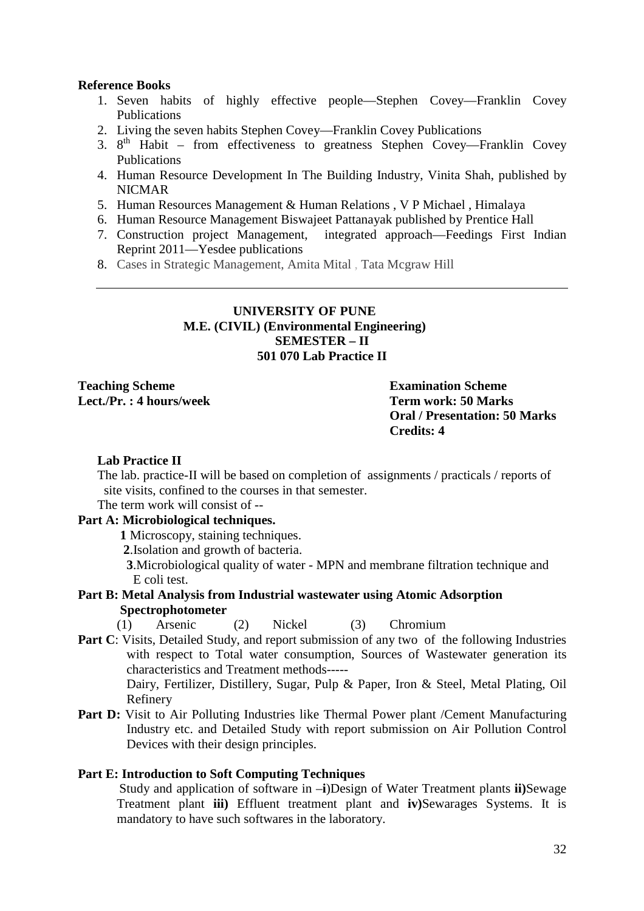**Reference Books**

1. Seven habits of highly effective people—Stephen Covey—Franklin Covey Publications
2. Living the seven habits Stephen Covey—Franklin Covey Publications
3. 8th Habit – from effectiveness to greatness Stephen Covey—Franklin Covey Publications
4. Human Resource Development In The Building Industry, Vinita Shah, published by NICMAR
5. Human Resources Management & Human Relations , V P Michael , Himalaya
6. Human Resource Management Biswajeet Pattanayak published by Prentice Hall
7. Construction project Management, integrated approach—Feedings First Indian Reprint 2011—Yesdee publications
8. Cases in Strategic Management, Amita Mital , Tata Mcgraw Hill

---

**UNIVERSITY OF PUNE**
**M.E. (CIVIL) (Environmental Engineering)**
**SEMESTER – II**
**501 070 Lab Practice II**

**Teaching Scheme**
**Lect./Pr. : 4 hours/week**

**Examination Scheme**
**Term work: 50 Marks**
**Oral / Presentation: 50 Marks**
**Credits: 4**

**Lab Practice II**

The lab. practice-II will be based on completion of assignments / practicals / reports of site visits, confined to the courses in that semester.

The term work will consist of --

**Part A: Microbiological techniques.**

**1** Microscopy, staining techniques.

**2**.Isolation and growth of bacteria.

**3**.Microbiological quality of water - MPN and membrane filtration technique and E coli test.

**Part B: Metal Analysis from Industrial wastewater using Atomic Adsorption Spectrophotometer**

(1) Arsenic (2) Nickel (3) Chromium

**Part C**: Visits, Detailed Study, and report submission of any two of the following Industries with respect to Total water consumption, Sources of Wastewater generation its characteristics and Treatment methods-----

Dairy, Fertilizer, Distillery, Sugar, Pulp & Paper, Iron & Steel, Metal Plating, Oil Refinery

**Part D:** Visit to Air Polluting Industries like Thermal Power plant /Cement Manufacturing Industry etc. and Detailed Study with report submission on Air Pollution Control Devices with their design principles.

**Part E: Introduction to Soft Computing Techniques**

Study and application of software in –**i**)Design of Water Treatment plants **ii)**Sewage Treatment plant **iii)** Effluent treatment plant and **iv)**Sewarages Systems. It is mandatory to have such softwares in the laboratory.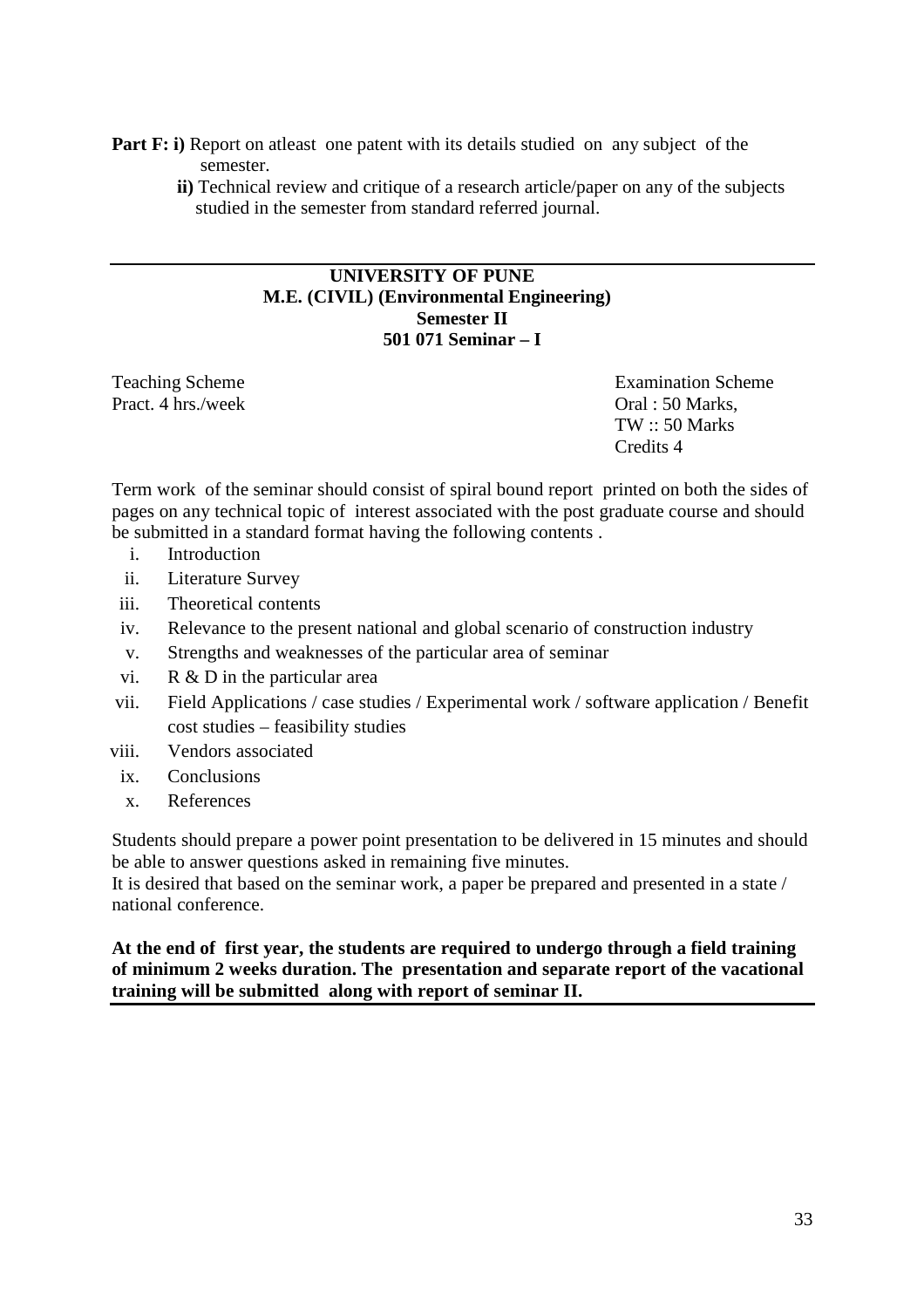**Part F: i)** Report on atleast one patent with its details studied on any subject of the semester.

**ii)** Technical review and critique of a research article/paper on any of the subjects studied in the semester from standard referred journal.

---

**UNIVERSITY OF PUNE**
**M.E. (CIVIL) (Environmental Engineering)**
**Semester II**
**501 071 Seminar – I**

| Teaching Scheme | Examination Scheme |
|---|---|
| Pract. 4 hrs./week | Oral : 50 Marks, |
| | TW :: 50 Marks |
| | Credits 4 |

Term work of the seminar should consist of spiral bound report printed on both the sides of pages on any technical topic of interest associated with the post graduate course and should be submitted in a standard format having the following contents .

i. Introduction
ii. Literature Survey
iii. Theoretical contents
iv. Relevance to the present national and global scenario of construction industry
v. Strengths and weaknesses of the particular area of seminar
vi. R & D in the particular area
vii. Field Applications / case studies / Experimental work / software application / Benefit cost studies – feasibility studies
viii. Vendors associated
ix. Conclusions
x. References

Students should prepare a power point presentation to be delivered in 15 minutes and should be able to answer questions asked in remaining five minutes.
It is desired that based on the seminar work, a paper be prepared and presented in a state / national conference.

**At the end of first year, the students are required to undergo through a field training of minimum 2 weeks duration. The presentation and separate report of the vacational training will be submitted along with report of seminar II.**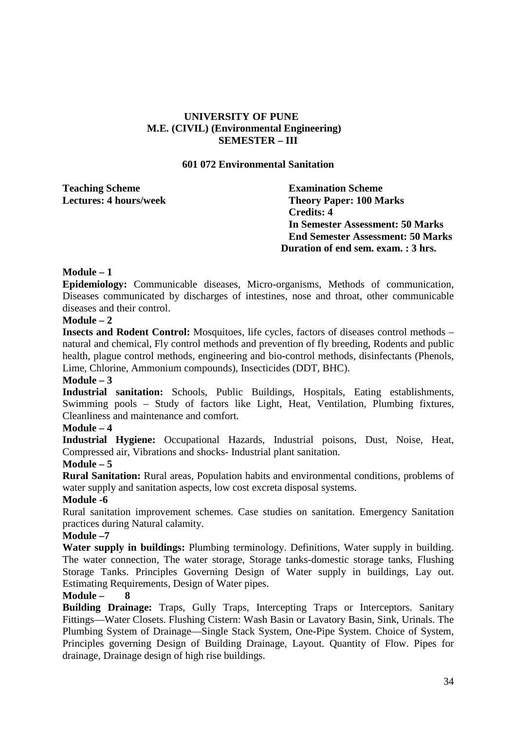**UNIVERSITY OF PUNE**
**M.E. (CIVIL) (Environmental Engineering)**
**SEMESTER – III**

**601 072 Environmental Sanitation**

**Teaching Scheme**
**Lectures: 4 hours/week**

**Examination Scheme**
**Theory Paper: 100 Marks**
**Credits: 4**
**In Semester Assessment: 50 Marks**
**End Semester Assessment: 50 Marks**
**Duration of end sem. exam. : 3 hrs.**

**Module – 1**

**Epidemiology:** Communicable diseases, Micro-organisms, Methods of communication, Diseases communicated by discharges of intestines, nose and throat, other communicable diseases and their control.

**Module – 2**

**Insects and Rodent Control:** Mosquitoes, life cycles, factors of diseases control methods – natural and chemical, Fly control methods and prevention of fly breeding, Rodents and public health, plague control methods, engineering and bio-control methods, disinfectants (Phenols, Lime, Chlorine, Ammonium compounds), Insecticides (DDT, BHC).

**Module – 3**

**Industrial sanitation:** Schools, Public Buildings, Hospitals, Eating establishments, Swimming pools – Study of factors like Light, Heat, Ventilation, Plumbing fixtures, Cleanliness and maintenance and comfort.

**Module – 4**

**Industrial Hygiene:** Occupational Hazards, Industrial poisons, Dust, Noise, Heat, Compressed air, Vibrations and shocks- Industrial plant sanitation.

**Module – 5**

**Rural Sanitation:** Rural areas, Population habits and environmental conditions, problems of water supply and sanitation aspects, low cost excreta disposal systems.

**Module -6**

Rural sanitation improvement schemes. Case studies on sanitation. Emergency Sanitation practices during Natural calamity.

**Module –7**

**Water supply in buildings:** Plumbing terminology. Definitions, Water supply in building. The water connection, The water storage, Storage tanks-domestic storage tanks, Flushing Storage Tanks. Principles Governing Design of Water supply in buildings, Lay out. Estimating Requirements, Design of Water pipes.

**Module – 8**

**Building Drainage:** Traps, Gully Traps, Intercepting Traps or Interceptors. Sanitary Fittings—Water Closets. Flushing Cistern: Wash Basin or Lavatory Basin, Sink, Urinals. The Plumbing System of Drainage—Single Stack System, One-Pipe System. Choice of System, Principles governing Design of Building Drainage, Layout. Quantity of Flow. Pipes for drainage, Drainage design of high rise buildings.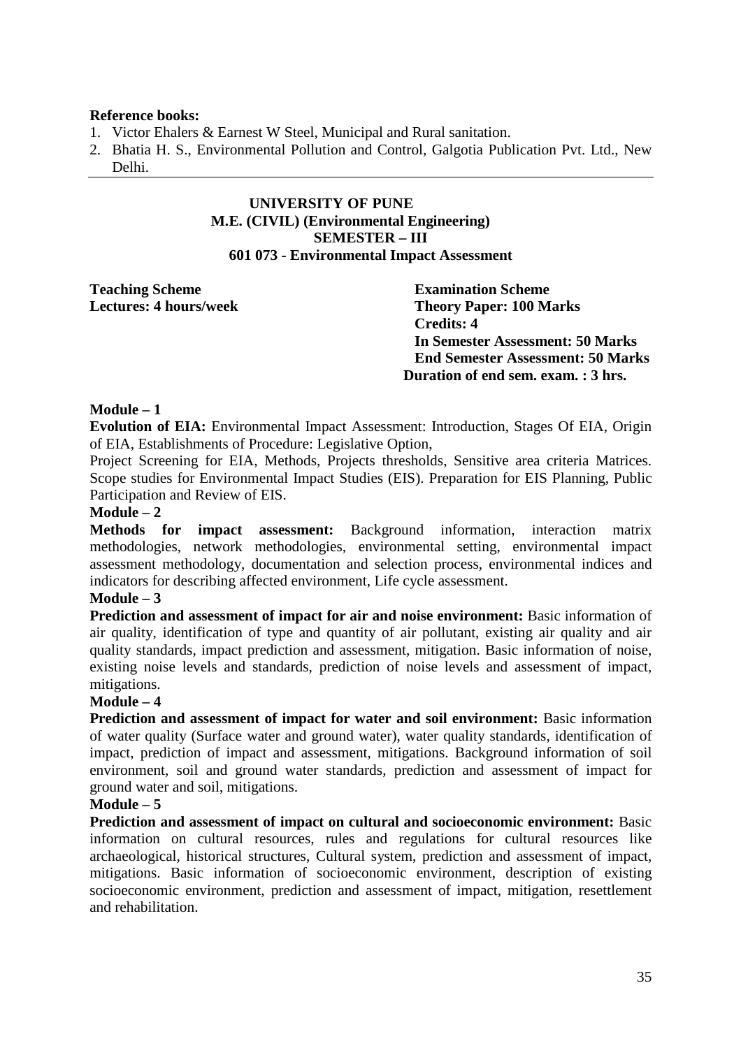**Reference books:**

1. Victor Ehalers & Earnest W Steel, Municipal and Rural sanitation.
2. Bhatia H. S., Environmental Pollution and Control, Galgotia Publication Pvt. Ltd., New Delhi.

---

**UNIVERSITY OF PUNE**
**M.E. (CIVIL) (Environmental Engineering)**
**SEMESTER – III**
**601 073 - Environmental Impact Assessment**

**Teaching Scheme**
**Lectures: 4 hours/week**

**Examination Scheme**
**Theory Paper: 100 Marks**
**Credits: 4**
**In Semester Assessment: 50 Marks**
**End Semester Assessment: 50 Marks**
**Duration of end sem. exam. : 3 hrs.**

**Module – 1**

**Evolution of EIA:** Environmental Impact Assessment: Introduction, Stages Of EIA, Origin of EIA, Establishments of Procedure: Legislative Option,

Project Screening for EIA, Methods, Projects thresholds, Sensitive area criteria Matrices. Scope studies for Environmental Impact Studies (EIS). Preparation for EIS Planning, Public Participation and Review of EIS.

**Module – 2**

**Methods for impact assessment:** Background information, interaction matrix methodologies, network methodologies, environmental setting, environmental impact assessment methodology, documentation and selection process, environmental indices and indicators for describing affected environment, Life cycle assessment.

**Module – 3**

**Prediction and assessment of impact for air and noise environment:** Basic information of air quality, identification of type and quantity of air pollutant, existing air quality and air quality standards, impact prediction and assessment, mitigation. Basic information of noise, existing noise levels and standards, prediction of noise levels and assessment of impact, mitigations.

**Module – 4**

**Prediction and assessment of impact for water and soil environment:** Basic information of water quality (Surface water and ground water), water quality standards, identification of impact, prediction of impact and assessment, mitigations. Background information of soil environment, soil and ground water standards, prediction and assessment of impact for ground water and soil, mitigations.

**Module – 5**

**Prediction and assessment of impact on cultural and socioeconomic environment:** Basic information on cultural resources, rules and regulations for cultural resources like archaeological, historical structures, Cultural system, prediction and assessment of impact, mitigations. Basic information of socioeconomic environment, description of existing socioeconomic environment, prediction and assessment of impact, mitigation, resettlement and rehabilitation.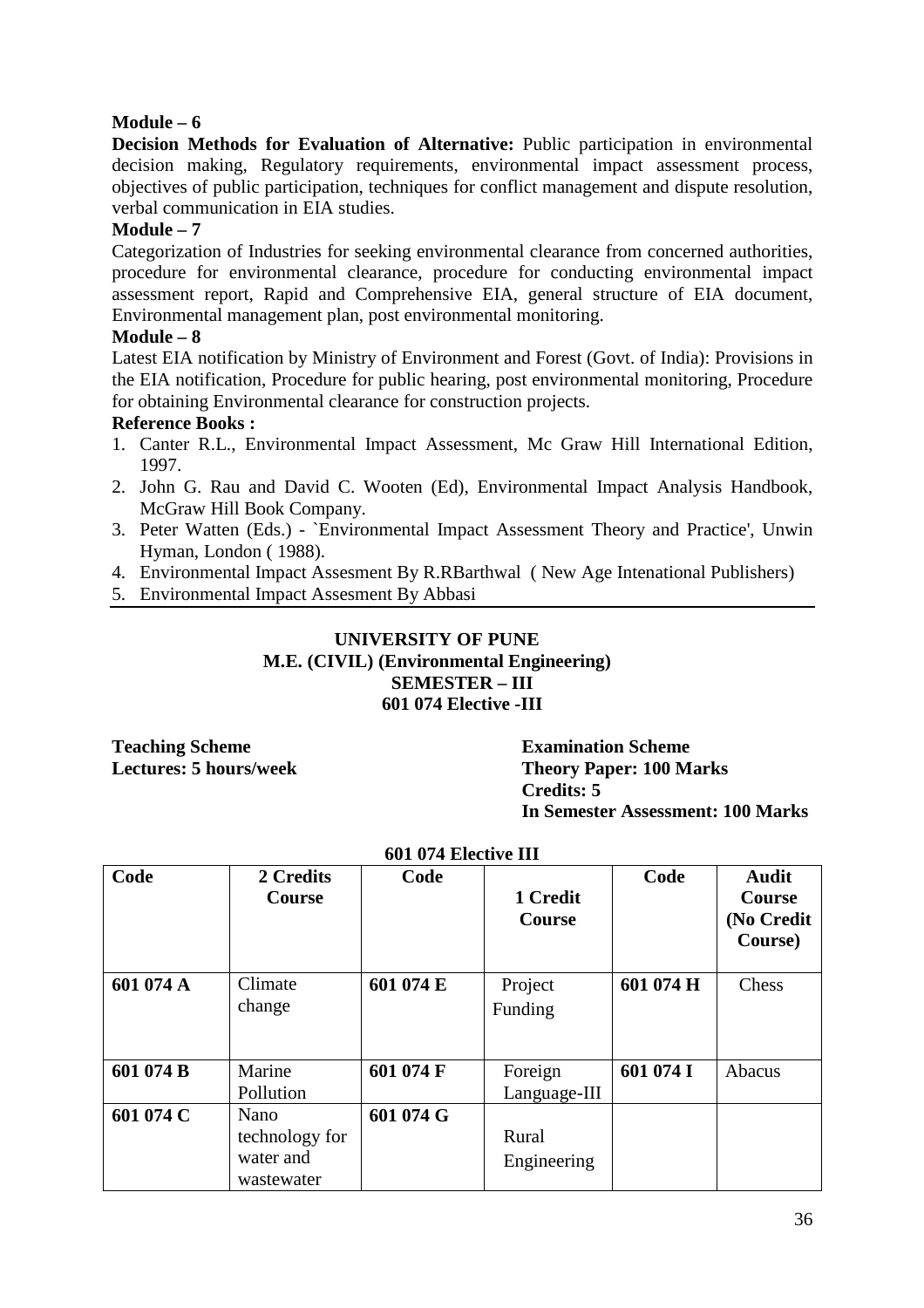**Module – 6**

**Decision Methods for Evaluation of Alternative:** Public participation in environmental decision making, Regulatory requirements, environmental impact assessment process, objectives of public participation, techniques for conflict management and dispute resolution, verbal communication in EIA studies.

**Module – 7**

Categorization of Industries for seeking environmental clearance from concerned authorities, procedure for environmental clearance, procedure for conducting environmental impact assessment report, Rapid and Comprehensive EIA, general structure of EIA document, Environmental management plan, post environmental monitoring.

**Module – 8**

Latest EIA notification by Ministry of Environment and Forest (Govt. of India): Provisions in the EIA notification, Procedure for public hearing, post environmental monitoring, Procedure for obtaining Environmental clearance for construction projects.

**Reference Books :**

1. Canter R.L., Environmental Impact Assessment, Mc Graw Hill International Edition, 1997.
2. John G. Rau and David C. Wooten (Ed), Environmental Impact Analysis Handbook, McGraw Hill Book Company.
3. Peter Watten (Eds.) - `Environmental Impact Assessment Theory and Practice', Unwin Hyman, London ( 1988).
4. Environmental Impact Assesment By R.RBarthwal ( New Age Intenational Publishers)
5. Environmental Impact Assesment By Abbasi

---

**UNIVERSITY OF PUNE**
**M.E. (CIVIL) (Environmental Engineering)**
**SEMESTER – III**
**601 074 Elective -III**

**Teaching Scheme**
**Lectures: 5 hours/week**

**Examination Scheme**
**Theory Paper: 100 Marks**
**Credits: 5**
**In Semester Assessment: 100 Marks**

**601 074 Elective III**

| Code | 2 Credits Course | Code | 1 Credit Course | Code | Audit Course (No Credit Course) |
|---|---|---|---|---|---|
| 601 074 A | Climate change | 601 074 E | Project Funding | 601 074 H | Chess |
| 601 074 B | Marine Pollution | 601 074 F | Foreign Language-III | 601 074 I | Abacus |
| 601 074 C | Nano technology for water and wastewater | 601 074 G | Rural Engineering | | |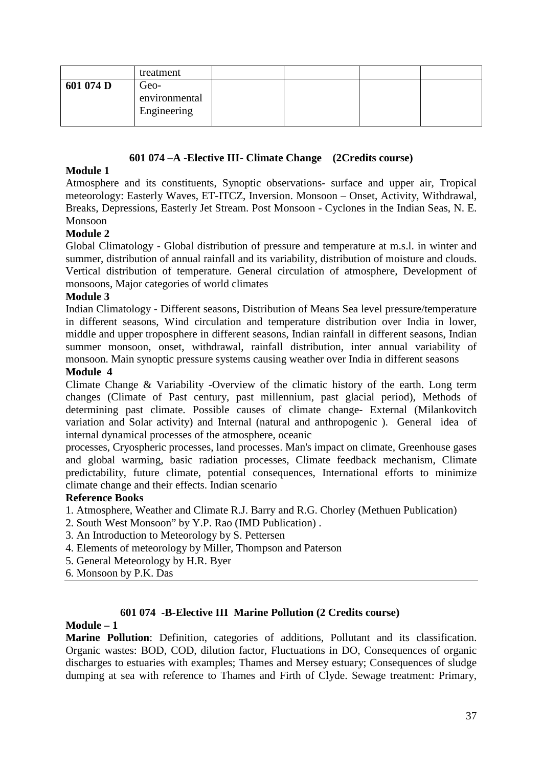|  | treatment |  |  |  |  |
|---|---|---|---|---|---|
| **601 074 D** | Geo-environmental Engineering |  |  |  |  |

### 601 074 –A -Elective III- Climate Change (2Credits course)

**Module 1**

Atmosphere and its constituents, Synoptic observations- surface and upper air, Tropical meteorology: Easterly Waves, ET-ITCZ, Inversion. Monsoon – Onset, Activity, Withdrawal, Breaks, Depressions, Easterly Jet Stream. Post Monsoon - Cyclones in the Indian Seas, N. E. Monsoon

**Module 2**

Global Climatology - Global distribution of pressure and temperature at m.s.l. in winter and summer, distribution of annual rainfall and its variability, distribution of moisture and clouds. Vertical distribution of temperature. General circulation of atmosphere, Development of monsoons, Major categories of world climates

**Module 3**

Indian Climatology - Different seasons, Distribution of Means Sea level pressure/temperature in different seasons, Wind circulation and temperature distribution over India in lower, middle and upper troposphere in different seasons, Indian rainfall in different seasons, Indian summer monsoon, onset, withdrawal, rainfall distribution, inter annual variability of monsoon. Main synoptic pressure systems causing weather over India in different seasons

**Module 4**

Climate Change & Variability -Overview of the climatic history of the earth. Long term changes (Climate of Past century, past millennium, past glacial period), Methods of determining past climate. Possible causes of climate change- External (Milankovitch variation and Solar activity) and Internal (natural and anthropogenic ). General idea of internal dynamical processes of the atmosphere, oceanic processes, Cryospheric processes, land processes. Man's impact on climate, Greenhouse gases and global warming, basic radiation processes, Climate feedback mechanism, Climate predictability, future climate, potential consequences, International efforts to minimize climate change and their effects. Indian scenario

**Reference Books**

1. Atmosphere, Weather and Climate R.J. Barry and R.G. Chorley (Methuen Publication)
2. South West Monsoon" by Y.P. Rao (IMD Publication) .
3. An Introduction to Meteorology by S. Pettersen
4. Elements of meteorology by Miller, Thompson and Paterson
5. General Meteorology by H.R. Byer
6. Monsoon by P.K. Das

---

### 601 074 -B-Elective III Marine Pollution (2 Credits course)

**Module – 1**

**Marine Pollution**: Definition, categories of additions, Pollutant and its classification. Organic wastes: BOD, COD, dilution factor, Fluctuations in DO, Consequences of organic discharges to estuaries with examples; Thames and Mersey estuary; Consequences of sludge dumping at sea with reference to Thames and Firth of Clyde. Sewage treatment: Primary,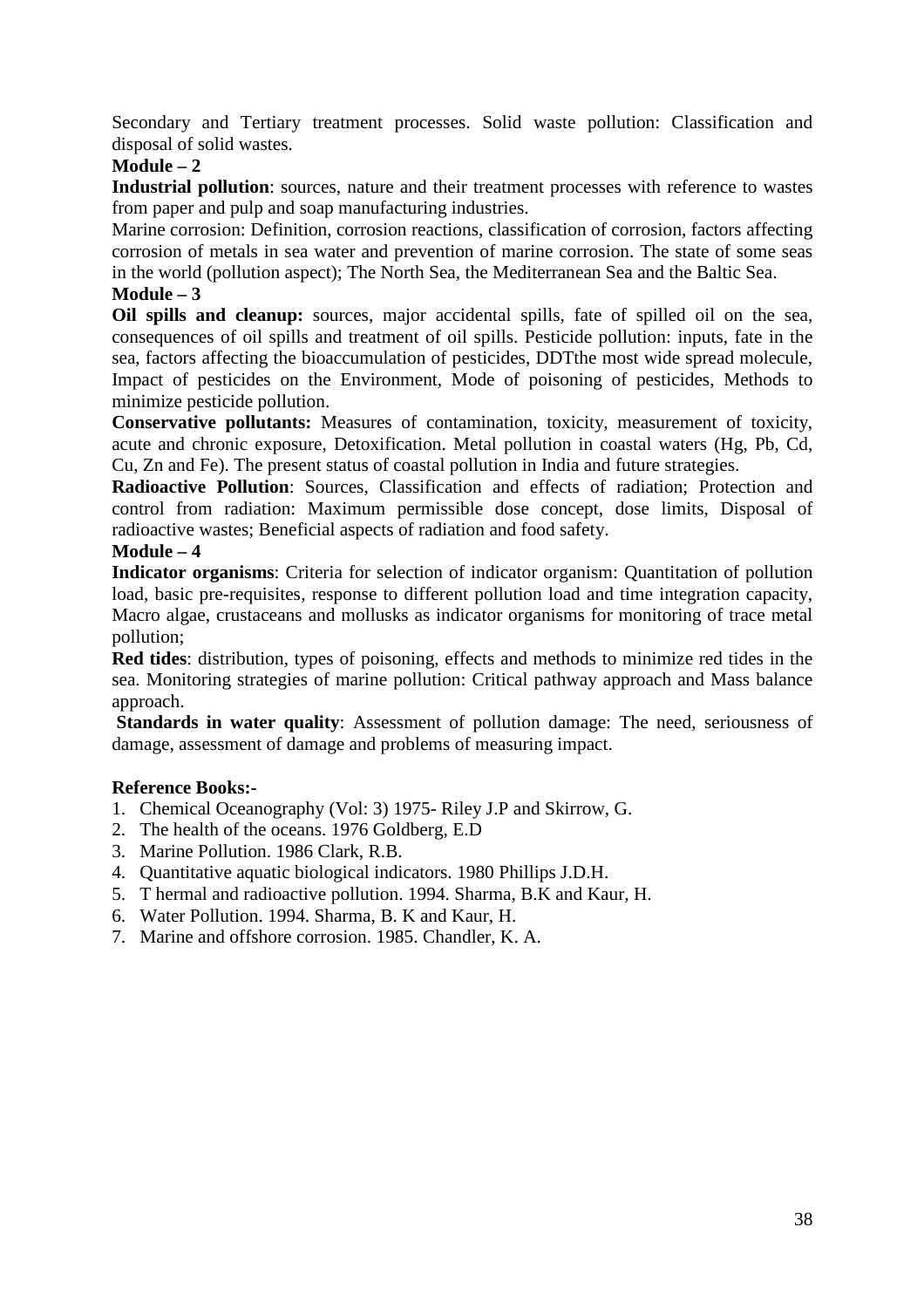Secondary and Tertiary treatment processes. Solid waste pollution: Classification and disposal of solid wastes.

**Module – 2**

**Industrial pollution**: sources, nature and their treatment processes with reference to wastes from paper and pulp and soap manufacturing industries.

Marine corrosion: Definition, corrosion reactions, classification of corrosion, factors affecting corrosion of metals in sea water and prevention of marine corrosion. The state of some seas in the world (pollution aspect); The North Sea, the Mediterranean Sea and the Baltic Sea.

**Module – 3**

**Oil spills and cleanup:** sources, major accidental spills, fate of spilled oil on the sea, consequences of oil spills and treatment of oil spills. Pesticide pollution: inputs, fate in the sea, factors affecting the bioaccumulation of pesticides, DDTthe most wide spread molecule, Impact of pesticides on the Environment, Mode of poisoning of pesticides, Methods to minimize pesticide pollution.

**Conservative pollutants:** Measures of contamination, toxicity, measurement of toxicity, acute and chronic exposure, Detoxification. Metal pollution in coastal waters (Hg, Pb, Cd, Cu, Zn and Fe). The present status of coastal pollution in India and future strategies.

**Radioactive Pollution**: Sources, Classification and effects of radiation; Protection and control from radiation: Maximum permissible dose concept, dose limits, Disposal of radioactive wastes; Beneficial aspects of radiation and food safety.

**Module – 4**

**Indicator organisms**: Criteria for selection of indicator organism: Quantitation of pollution load, basic pre-requisites, response to different pollution load and time integration capacity, Macro algae, crustaceans and mollusks as indicator organisms for monitoring of trace metal pollution;

**Red tides**: distribution, types of poisoning, effects and methods to minimize red tides in the sea. Monitoring strategies of marine pollution: Critical pathway approach and Mass balance approach.

**Standards in water quality**: Assessment of pollution damage: The need, seriousness of damage, assessment of damage and problems of measuring impact.

**Reference Books:-**

1. Chemical Oceanography (Vol: 3) 1975- Riley J.P and Skirrow, G.
2. The health of the oceans. 1976 Goldberg, E.D
3. Marine Pollution. 1986 Clark, R.B.
4. Quantitative aquatic biological indicators. 1980 Phillips J.D.H.
5. T hermal and radioactive pollution. 1994. Sharma, B.K and Kaur, H.
6. Water Pollution. 1994. Sharma, B. K and Kaur, H.
7. Marine and offshore corrosion. 1985. Chandler, K. A.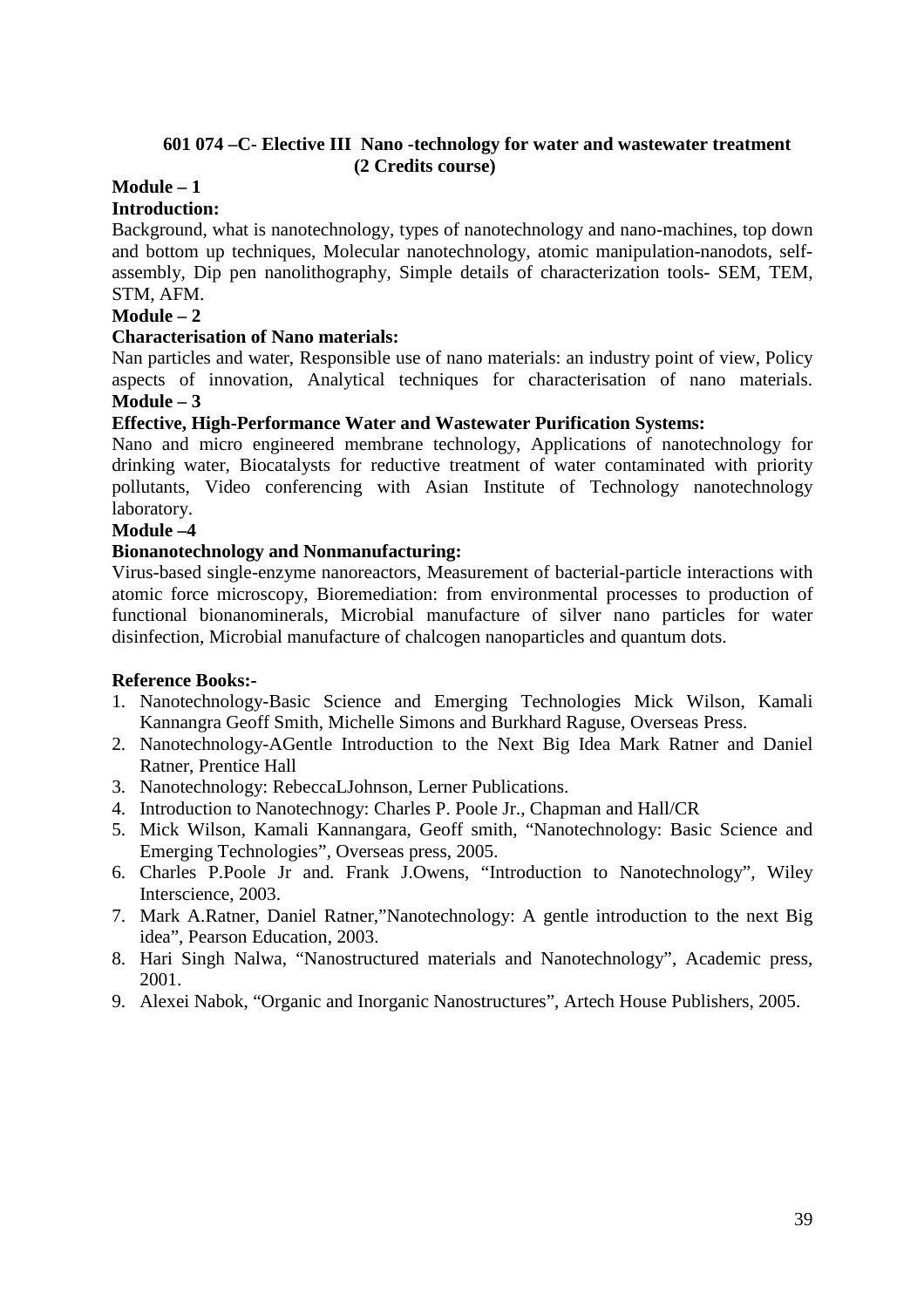**601 074 –C- Elective III Nano -technology for water and wastewater treatment (2 Credits course)**

**Module – 1**

**Introduction:**

Background, what is nanotechnology, types of nanotechnology and nano-machines, top down and bottom up techniques, Molecular nanotechnology, atomic manipulation-nanodots, self-assembly, Dip pen nanolithography, Simple details of characterization tools- SEM, TEM, STM, AFM.

**Module – 2**

**Characterisation of Nano materials:**

Nan particles and water, Responsible use of nano materials: an industry point of view, Policy aspects of innovation, Analytical techniques for characterisation of nano materials.

**Module – 3**

**Effective, High-Performance Water and Wastewater Purification Systems:**

Nano and micro engineered membrane technology, Applications of nanotechnology for drinking water, Biocatalysts for reductive treatment of water contaminated with priority pollutants, Video conferencing with Asian Institute of Technology nanotechnology laboratory.

**Module –4**

**Bionanotechnology and Nonmanufacturing:**

Virus-based single-enzyme nanoreactors, Measurement of bacterial-particle interactions with atomic force microscopy, Bioremediation: from environmental processes to production of functional bionanominerals, Microbial manufacture of silver nano particles for water disinfection, Microbial manufacture of chalcogen nanoparticles and quantum dots.

**Reference Books:-**

1. Nanotechnology-Basic Science and Emerging Technologies Mick Wilson, Kamali Kannangra Geoff Smith, Michelle Simons and Burkhard Raguse, Overseas Press.
2. Nanotechnology-AGentle Introduction to the Next Big Idea Mark Ratner and Daniel Ratner, Prentice Hall
3. Nanotechnology: RebeccaLJohnson, Lerner Publications.
4. Introduction to Nanotechnogy: Charles P. Poole Jr., Chapman and Hall/CR
5. Mick Wilson, Kamali Kannangara, Geoff smith, "Nanotechnology: Basic Science and Emerging Technologies", Overseas press, 2005.
6. Charles P.Poole Jr and. Frank J.Owens, "Introduction to Nanotechnology", Wiley Interscience, 2003.
7. Mark A.Ratner, Daniel Ratner,"Nanotechnology: A gentle introduction to the next Big idea", Pearson Education, 2003.
8. Hari Singh Nalwa, "Nanostructured materials and Nanotechnology", Academic press, 2001.
9. Alexei Nabok, "Organic and Inorganic Nanostructures", Artech House Publishers, 2005.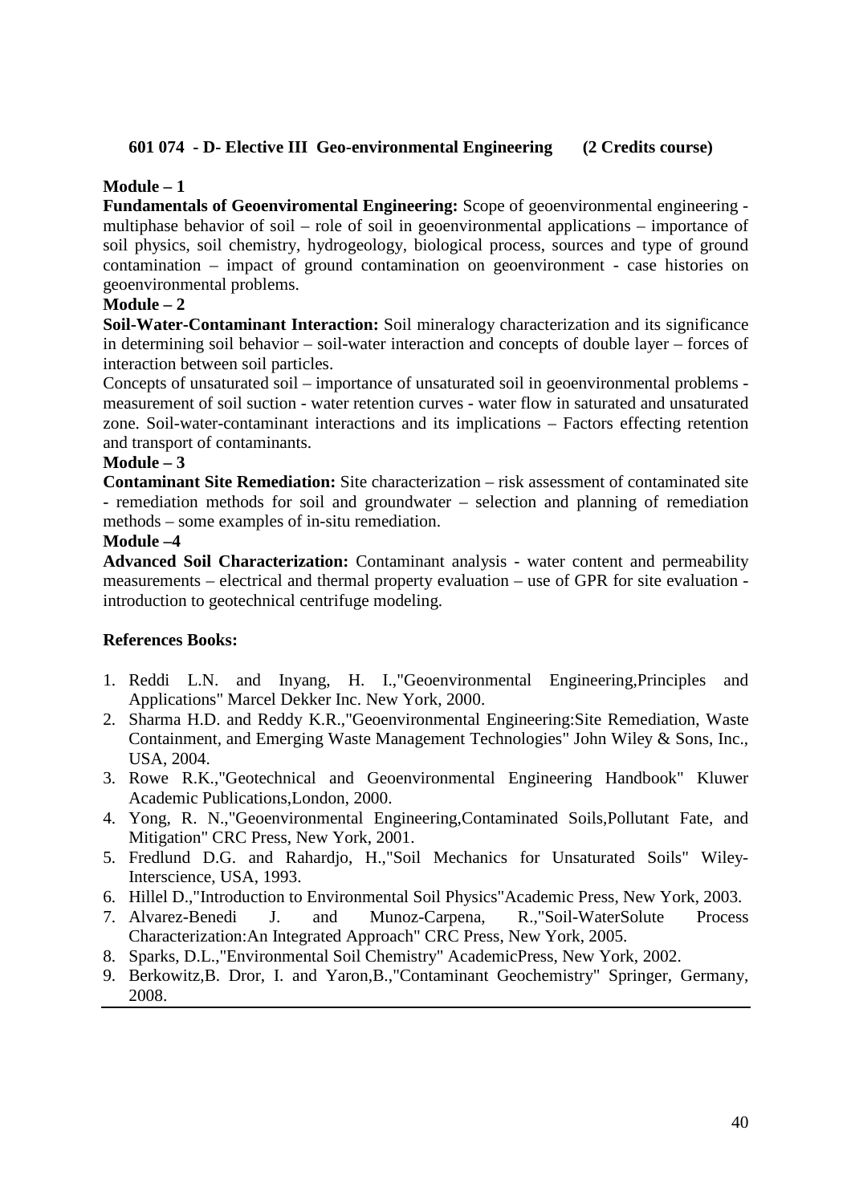**601 074 - D- Elective III Geo-environmental Engineering (2 Credits course)**

**Module – 1**

**Fundamentals of Geoenviromental Engineering:** Scope of geoenvironmental engineering - multiphase behavior of soil – role of soil in geoenvironmental applications – importance of soil physics, soil chemistry, hydrogeology, biological process, sources and type of ground contamination – impact of ground contamination on geoenvironment - case histories on geoenvironmental problems.

**Module – 2**

**Soil-Water-Contaminant Interaction:** Soil mineralogy characterization and its significance in determining soil behavior – soil-water interaction and concepts of double layer – forces of interaction between soil particles.

Concepts of unsaturated soil – importance of unsaturated soil in geoenvironmental problems - measurement of soil suction - water retention curves - water flow in saturated and unsaturated zone. Soil-water-contaminant interactions and its implications – Factors effecting retention and transport of contaminants.

**Module – 3**

**Contaminant Site Remediation:** Site characterization – risk assessment of contaminated site - remediation methods for soil and groundwater – selection and planning of remediation methods – some examples of in-situ remediation.

**Module –4**

**Advanced Soil Characterization:** Contaminant analysis - water content and permeability measurements – electrical and thermal property evaluation – use of GPR for site evaluation - introduction to geotechnical centrifuge modeling.

**References Books:**

1. Reddi L.N. and Inyang, H. I.,"Geoenvironmental Engineering,Principles and Applications" Marcel Dekker Inc. New York, 2000.
2. Sharma H.D. and Reddy K.R.,"Geoenvironmental Engineering:Site Remediation, Waste Containment, and Emerging Waste Management Technologies" John Wiley & Sons, Inc., USA, 2004.
3. Rowe R.K.,"Geotechnical and Geoenvironmental Engineering Handbook" Kluwer Academic Publications,London, 2000.
4. Yong, R. N.,"Geoenvironmental Engineering,Contaminated Soils,Pollutant Fate, and Mitigation" CRC Press, New York, 2001.
5. Fredlund D.G. and Rahardjo, H.,"Soil Mechanics for Unsaturated Soils" Wiley-Interscience, USA, 1993.
6. Hillel D.,"Introduction to Environmental Soil Physics"Academic Press, New York, 2003.
7. Alvarez-Benedi J. and Munoz-Carpena, R.,"Soil-WaterSolute Process Characterization:An Integrated Approach" CRC Press, New York, 2005.
8. Sparks, D.L.,"Environmental Soil Chemistry" AcademicPress, New York, 2002.
9. Berkowitz,B. Dror, I. and Yaron,B.,"Contaminant Geochemistry" Springer, Germany, 2008.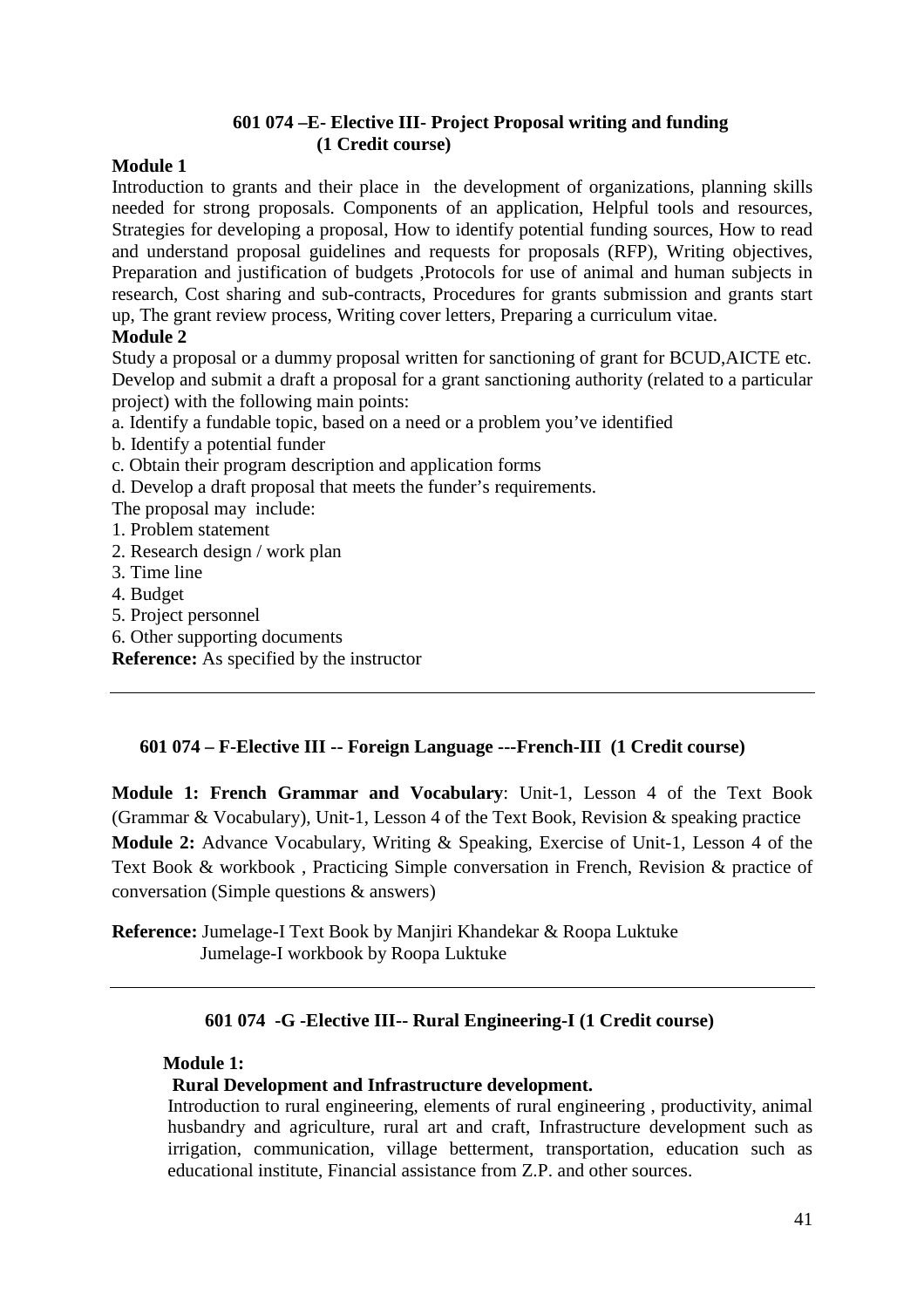## 601 074 –E- Elective III- Project Proposal writing and funding (1 Credit course)

**Module 1**

Introduction to grants and their place in the development of organizations, planning skills needed for strong proposals. Components of an application, Helpful tools and resources, Strategies for developing a proposal, How to identify potential funding sources, How to read and understand proposal guidelines and requests for proposals (RFP), Writing objectives, Preparation and justification of budgets ,Protocols for use of animal and human subjects in research, Cost sharing and sub-contracts, Procedures for grants submission and grants start up, The grant review process, Writing cover letters, Preparing a curriculum vitae.

**Module 2**

Study a proposal or a dummy proposal written for sanctioning of grant for BCUD,AICTE etc. Develop and submit a draft a proposal for a grant sanctioning authority (related to a particular project) with the following main points:

a. Identify a fundable topic, based on a need or a problem you've identified
b. Identify a potential funder
c. Obtain their program description and application forms
d. Develop a draft proposal that meets the funder's requirements.

The proposal may include:

1. Problem statement
2. Research design / work plan
3. Time line
4. Budget
5. Project personnel
6. Other supporting documents

**Reference:** As specified by the instructor

---

## 601 074 – F-Elective III -- Foreign Language ---French-III (1 Credit course)

**Module 1: French Grammar and Vocabulary**: Unit-1, Lesson 4 of the Text Book (Grammar & Vocabulary), Unit-1, Lesson 4 of the Text Book, Revision & speaking practice

**Module 2:** Advance Vocabulary, Writing & Speaking, Exercise of Unit-1, Lesson 4 of the Text Book & workbook , Practicing Simple conversation in French, Revision & practice of conversation (Simple questions & answers)

**Reference:** Jumelage-I Text Book by Manjiri Khandekar & Roopa Luktuke
Jumelage-I workbook by Roopa Luktuke

---

## 601 074 -G -Elective III-- Rural Engineering-I (1 Credit course)

**Module 1:**

**Rural Development and Infrastructure development.**

Introduction to rural engineering, elements of rural engineering , productivity, animal husbandry and agriculture, rural art and craft, Infrastructure development such as irrigation, communication, village betterment, transportation, education such as educational institute, Financial assistance from Z.P. and other sources.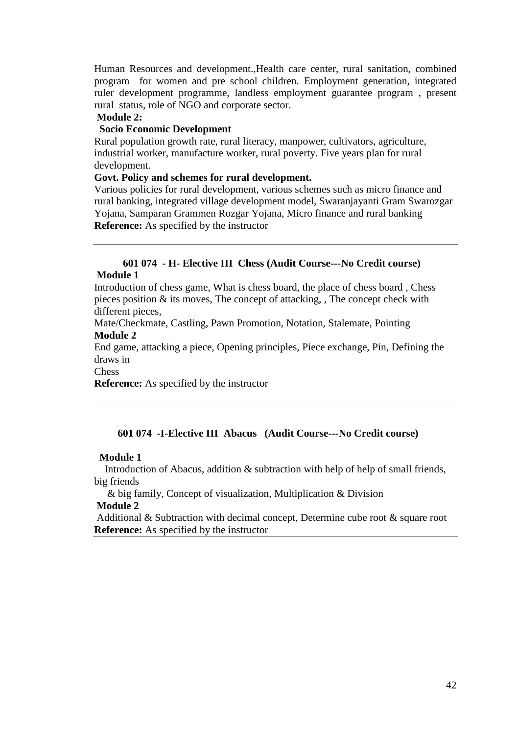Human Resources and development.,Health care center, rural sanitation, combined program for women and pre school children. Employment generation, integrated ruler development programme, landless employment guarantee program , present rural status, role of NGO and corporate sector.

**Module 2:**

**Socio Economic Development**

Rural population growth rate, rural literacy, manpower, cultivators, agriculture, industrial worker, manufacture worker, rural poverty. Five years plan for rural development.

**Govt. Policy and schemes for rural development.**

Various policies for rural development, various schemes such as micro finance and rural banking, integrated village development model, Swaranjayanti Gram Swarozgar Yojana, Samparan Grammen Rozgar Yojana, Micro finance and rural banking

**Reference:** As specified by the instructor

---

### 601 074 - H- Elective III Chess (Audit Course---No Credit course)

**Module 1**

Introduction of chess game, What is chess board, the place of chess board , Chess pieces position & its moves, The concept of attacking, , The concept check with different pieces,

Mate/Checkmate, Castling, Pawn Promotion, Notation, Stalemate, Pointing

**Module 2**

End game, attacking a piece, Opening principles, Piece exchange, Pin, Defining the draws in

Chess

**Reference:** As specified by the instructor

---

### 601 074 -I-Elective III Abacus (Audit Course---No Credit course)

**Module 1**

Introduction of Abacus, addition & subtraction with help of help of small friends, big friends

& big family, Concept of visualization, Multiplication & Division

**Module 2**

Additional & Subtraction with decimal concept, Determine cube root & square root

**Reference:** As specified by the instructor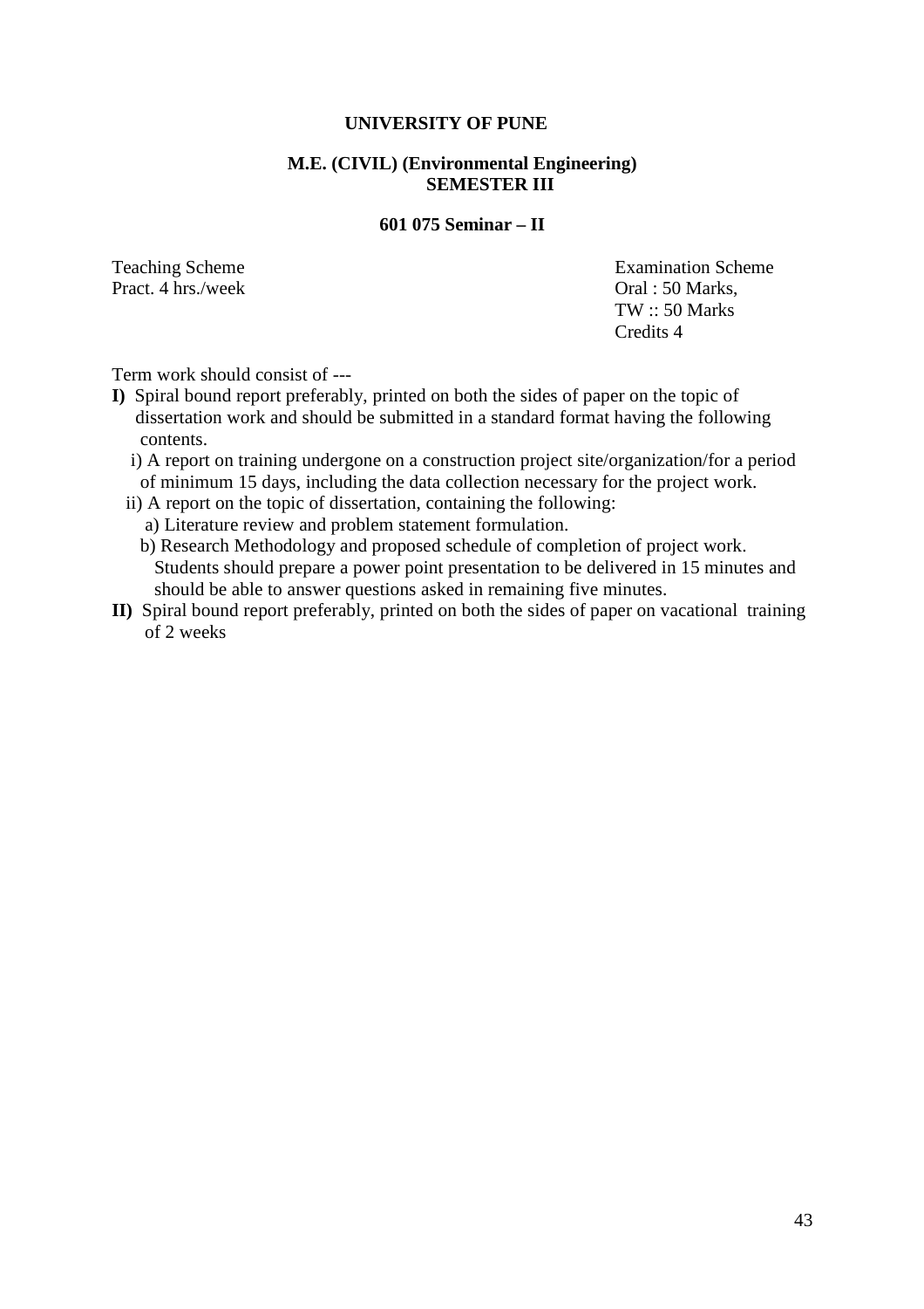**UNIVERSITY OF PUNE**

**M.E. (CIVIL) (Environmental Engineering)**
**SEMESTER III**

**601 075 Seminar – II**

| Teaching Scheme | Examination Scheme |
| --- | --- |
| Pract. 4 hrs./week | Oral : 50 Marks, |
| | TW :: 50 Marks |
| | Credits 4 |

Term work should consist of ---

**I)** Spiral bound report preferably, printed on both the sides of paper on the topic of dissertation work and should be submitted in a standard format having the following contents.

- i) A report on training undergone on a construction project site/organization/for a period of minimum 15 days, including the data collection necessary for the project work.
- ii) A report on the topic of dissertation, containing the following:
  - a) Literature review and problem statement formulation.
  - b) Research Methodology and proposed schedule of completion of project work. Students should prepare a power point presentation to be delivered in 15 minutes and should be able to answer questions asked in remaining five minutes.

**II)** Spiral bound report preferably, printed on both the sides of paper on vacational training of 2 weeks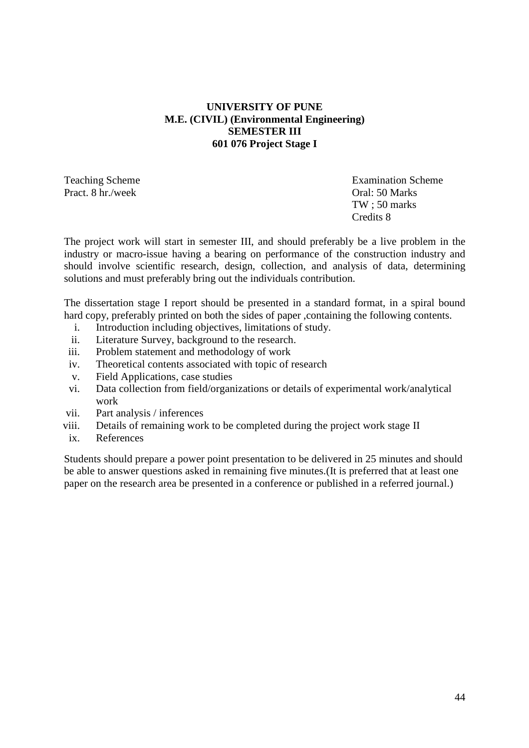**UNIVERSITY OF PUNE**
**M.E. (CIVIL) (Environmental Engineering)**
**SEMESTER III**
**601 076 Project Stage I**

| Teaching Scheme | Examination Scheme |
|---|---|
| Pract. 8 hr./week | Oral: 50 Marks |
| | TW ; 50 marks |
| | Credits 8 |

The project work will start in semester III, and should preferably be a live problem in the industry or macro-issue having a bearing on performance of the construction industry and should involve scientific research, design, collection, and analysis of data, determining solutions and must preferably bring out the individuals contribution.

The dissertation stage I report should be presented in a standard format, in a spiral bound hard copy, preferably printed on both the sides of paper ,containing the following contents.

i. Introduction including objectives, limitations of study.
ii. Literature Survey, background to the research.
iii. Problem statement and methodology of work
iv. Theoretical contents associated with topic of research
v. Field Applications, case studies
vi. Data collection from field/organizations or details of experimental work/analytical work
vii. Part analysis / inferences
viii. Details of remaining work to be completed during the project work stage II
ix. References

Students should prepare a power point presentation to be delivered in 25 minutes and should be able to answer questions asked in remaining five minutes.(It is preferred that at least one paper on the research area be presented in a conference or published in a referred journal.)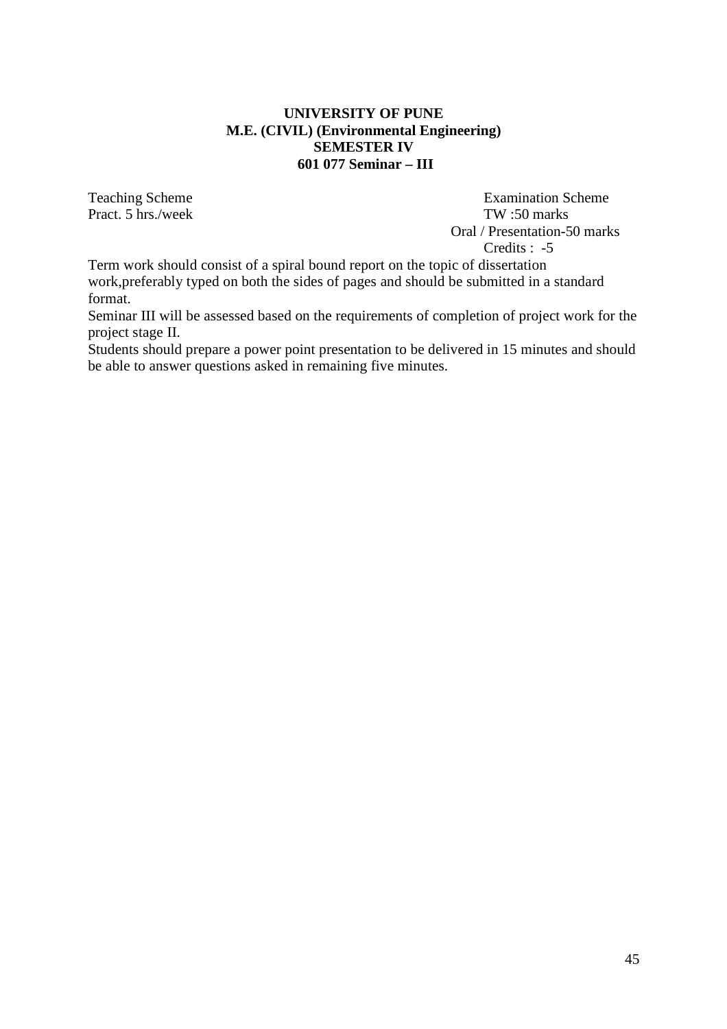**UNIVERSITY OF PUNE**
**M.E. (CIVIL) (Environmental Engineering)**
**SEMESTER IV**
**601 077 Seminar – III**

| Teaching Scheme | Examination Scheme |
|---|---|
| Pract. 5 hrs./week | TW :50 marks |
| | Oral / Presentation-50 marks |
| | Credits : -5 |

Term work should consist of a spiral bound report on the topic of dissertation work,preferably typed on both the sides of pages and should be submitted in a standard format.

Seminar III will be assessed based on the requirements of completion of project work for the project stage II.

Students should prepare a power point presentation to be delivered in 15 minutes and should be able to answer questions asked in remaining five minutes.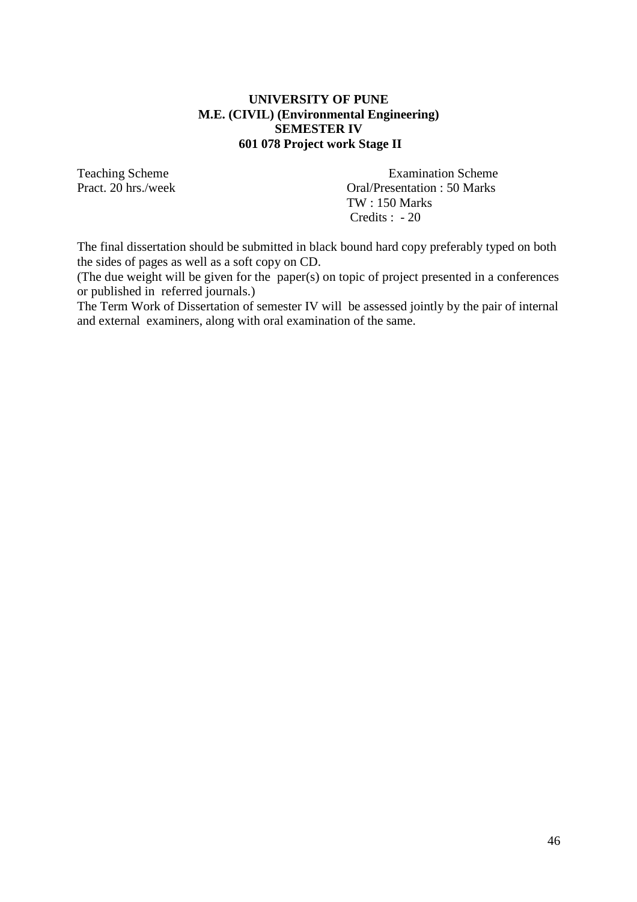**UNIVERSITY OF PUNE**
**M.E. (CIVIL) (Environmental Engineering)**
**SEMESTER IV**
**601 078 Project work Stage II**

| | |
|---|---|
| Teaching Scheme | Examination Scheme |
| Pract. 20 hrs./week | Oral/Presentation : 50 Marks |
| | TW : 150 Marks |
| | Credits : - 20 |

The final dissertation should be submitted in black bound hard copy preferably typed on both the sides of pages as well as a soft copy on CD.

(The due weight will be given for the paper(s) on topic of project presented in a conferences or published in referred journals.)

The Term Work of Dissertation of semester IV will be assessed jointly by the pair of internal and external examiners, along with oral examination of the same.